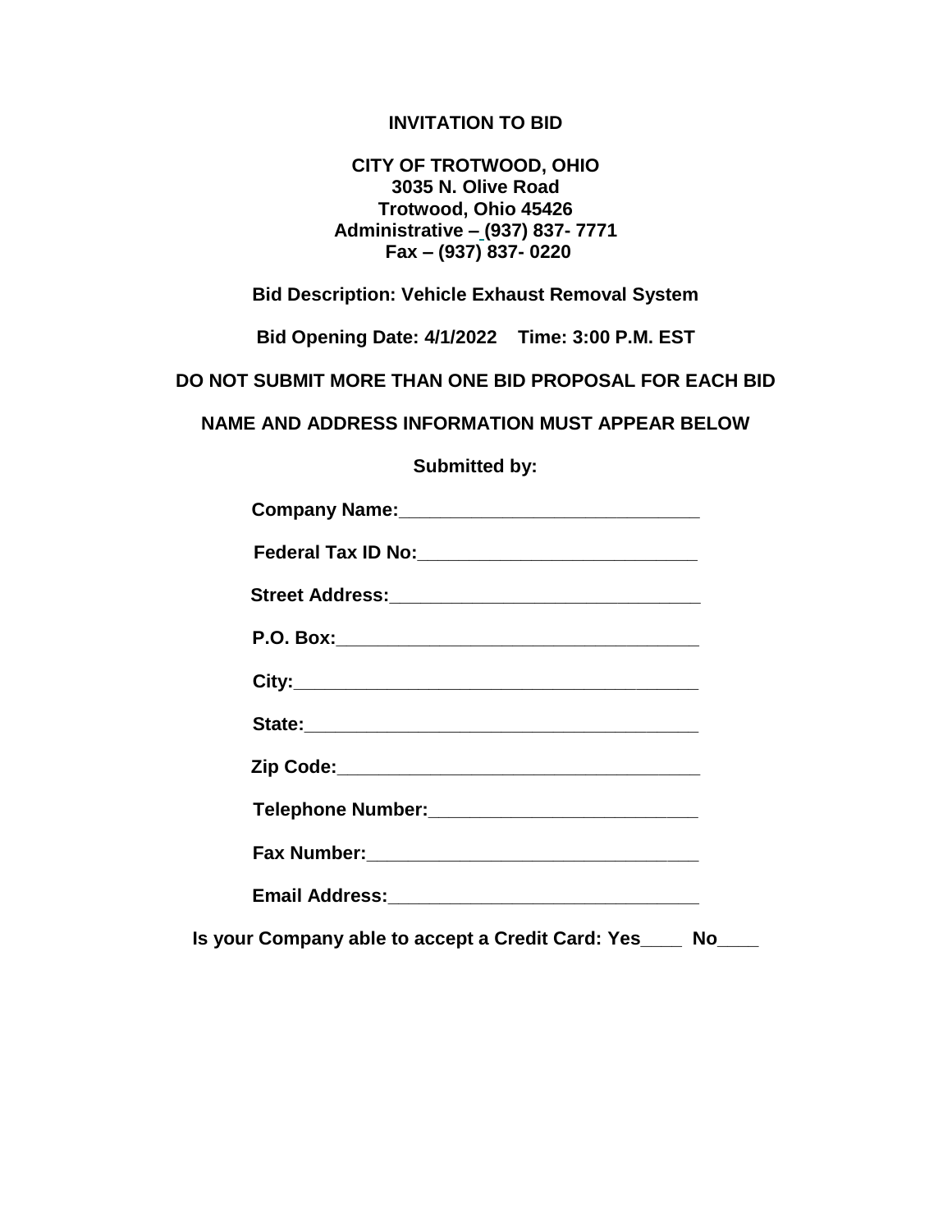# INVITATION TO BID

**CITY OF TROTWOOD, OHIO**
**3035 N. Olive Road**
**Trotwood, Ohio 45426**
**Administrative – (937) 837- 7771**
**Fax – (937) 837- 0220**

**Bid Description: Vehicle Exhaust Removal System**

**Bid Opening Date: 4/1/2022    Time: 3:00 P.M. EST**

**DO NOT SUBMIT MORE THAN ONE BID PROPOSAL FOR EACH BID**

**NAME AND ADDRESS INFORMATION MUST APPEAR BELOW**

**Submitted by:**

**Company Name:**______________________________

**Federal Tax ID No:**____________________________

**Street Address:**_______________________________

**P.O. Box:**____________________________________

**City:**________________________________________

**State:**_______________________________________

**Zip Code:**____________________________________

**Telephone Number:**___________________________

**Fax Number:**_________________________________

**Email Address:**_______________________________

**Is your Company able to accept a Credit Card: Yes____  No____**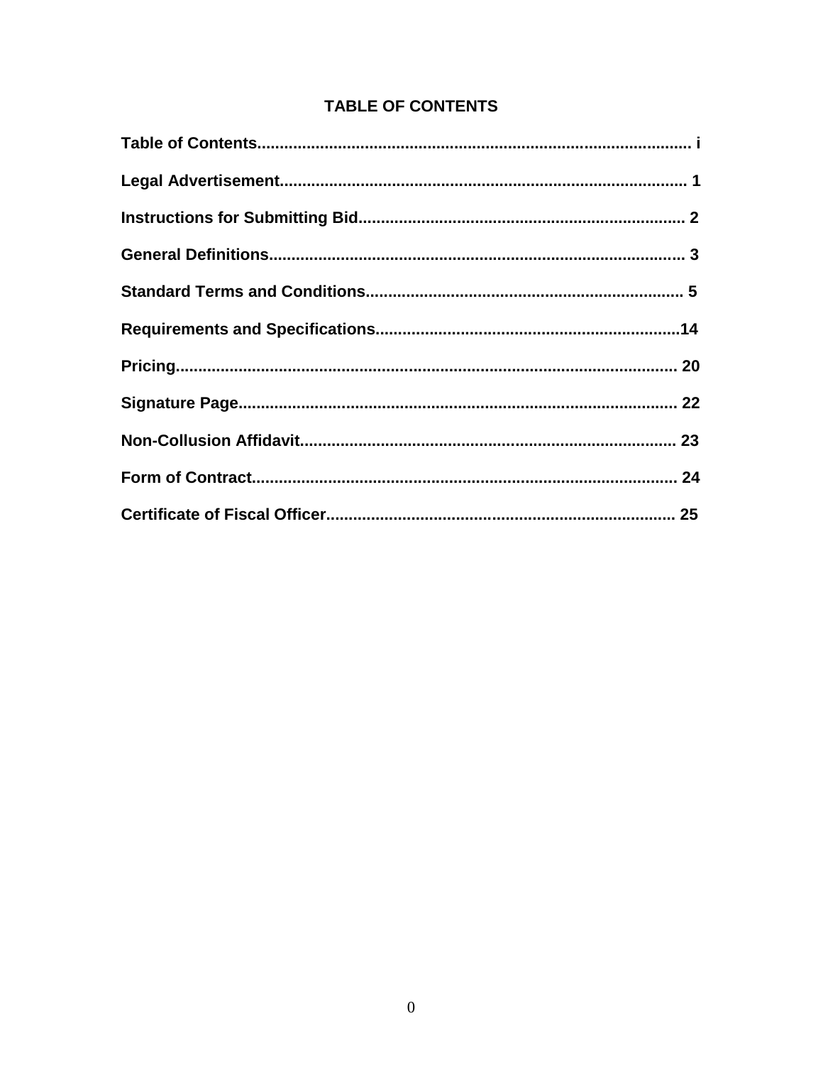# TABLE OF CONTENTS

**Table of Contents................................................................................................ i**

**Legal Advertisement.......................................................................................... 1**

**Instructions for Submitting Bid........................................................................ 2**

**General Definitions............................................................................................ 3**

**Standard Terms and Conditions...................................................................... 5**

**Requirements and Specifications...................................................................14**

**Pricing.............................................................................................................. 20**

**Signature Page................................................................................................. 22**

**Non-Collusion Affidavit................................................................................... 23**

**Form of Contract.............................................................................................. 24**

**Certificate of Fiscal Officer............................................................................. 25**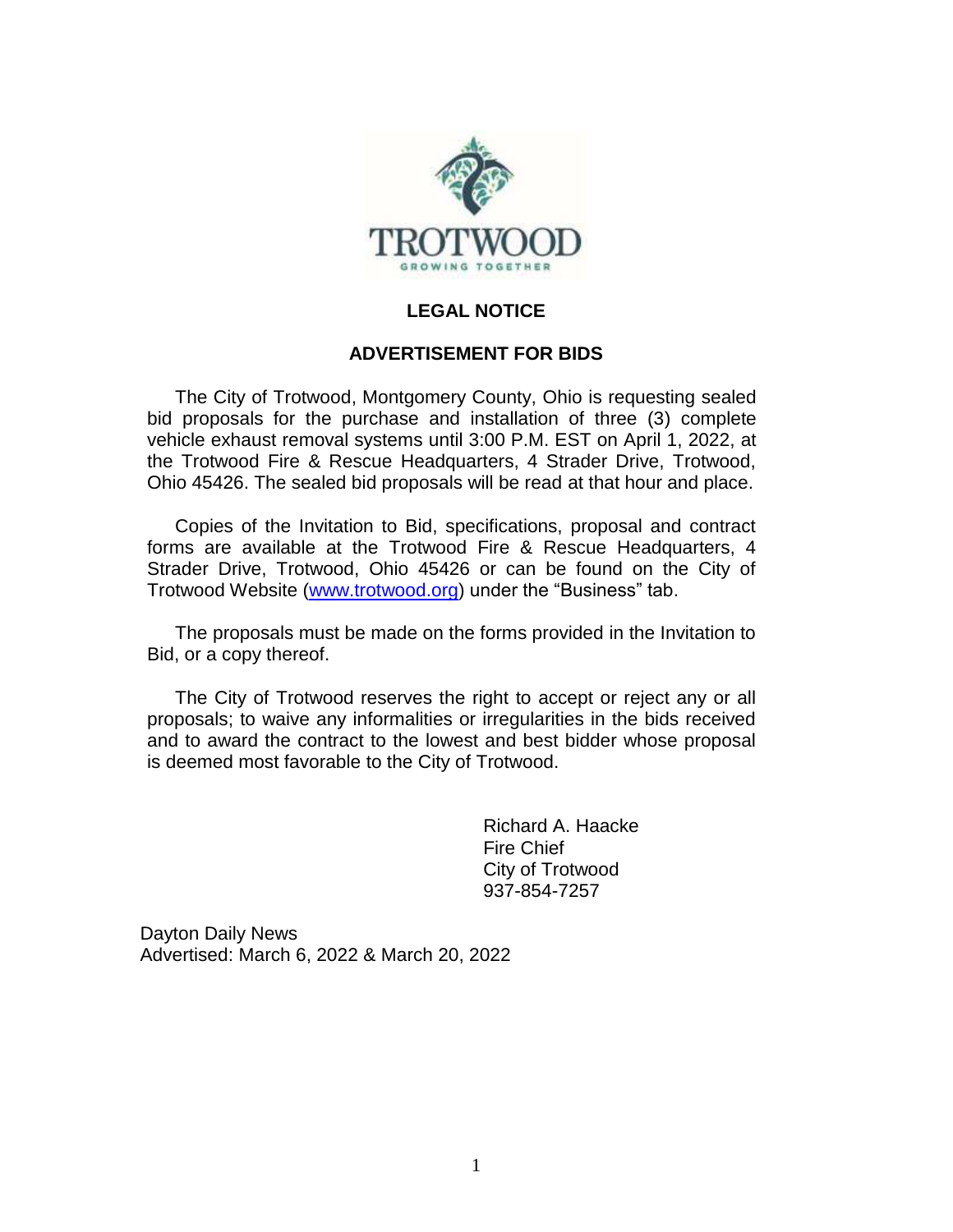TROTWOOD

GROWING TOGETHER

## LEGAL NOTICE

## ADVERTISEMENT FOR BIDS

The City of Trotwood, Montgomery County, Ohio is requesting sealed bid proposals for the purchase and installation of three (3) complete vehicle exhaust removal systems until 3:00 P.M. EST on April 1, 2022, at the Trotwood Fire & Rescue Headquarters, 4 Strader Drive, Trotwood, Ohio 45426. The sealed bid proposals will be read at that hour and place.

Copies of the Invitation to Bid, specifications, proposal and contract forms are available at the Trotwood Fire & Rescue Headquarters, 4 Strader Drive, Trotwood, Ohio 45426 or can be found on the City of Trotwood Website (www.trotwood.org) under the "Business" tab.

The proposals must be made on the forms provided in the Invitation to Bid, or a copy thereof.

The City of Trotwood reserves the right to accept or reject any or all proposals; to waive any informalities or irregularities in the bids received and to award the contract to the lowest and best bidder whose proposal is deemed most favorable to the City of Trotwood.

Richard A. Haacke
Fire Chief
City of Trotwood
937-854-7257

Dayton Daily News
Advertised: March 6, 2022 & March 20, 2022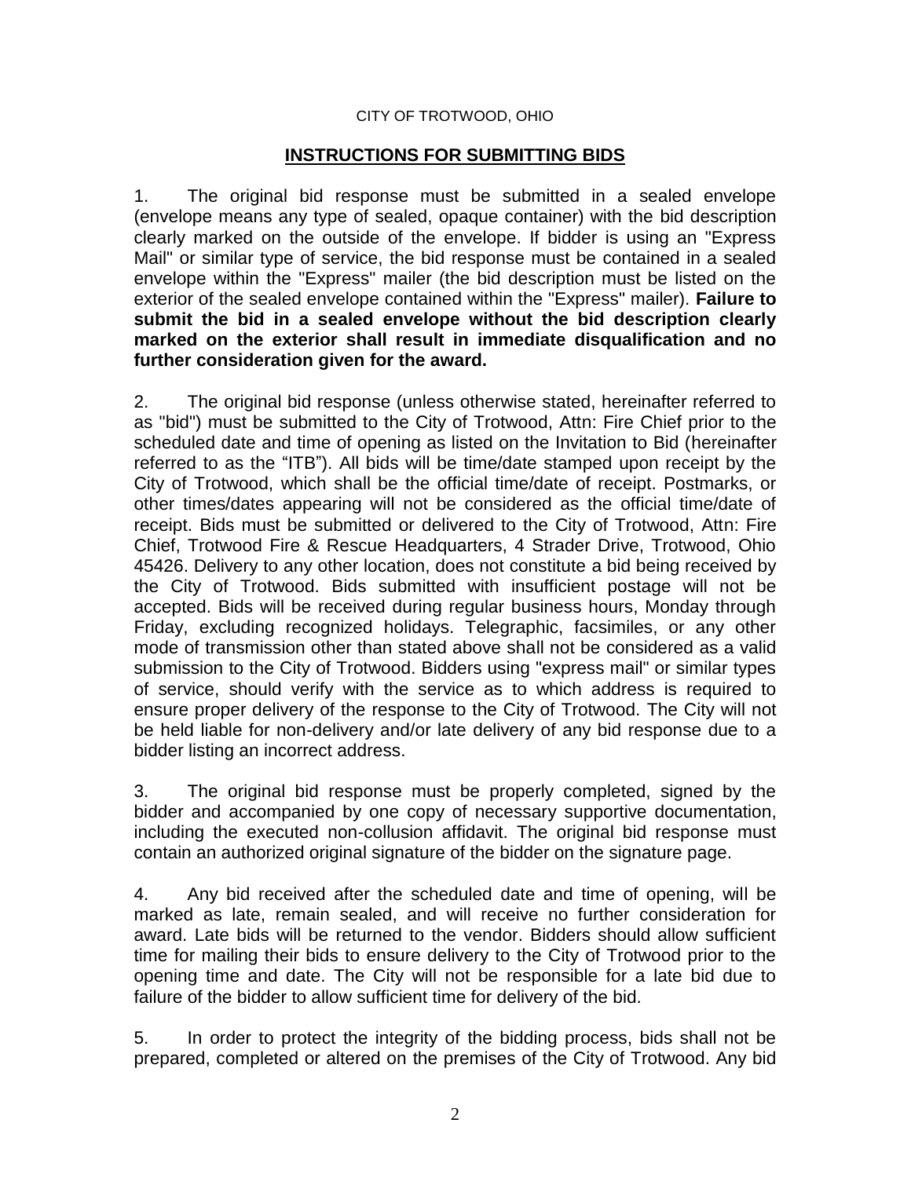CITY OF TROTWOOD, OHIO

## INSTRUCTIONS FOR SUBMITTING BIDS

1. The original bid response must be submitted in a sealed envelope (envelope means any type of sealed, opaque container) with the bid description clearly marked on the outside of the envelope. If bidder is using an "Express Mail" or similar type of service, the bid response must be contained in a sealed envelope within the "Express" mailer (the bid description must be listed on the exterior of the sealed envelope contained within the "Express" mailer). **Failure to submit the bid in a sealed envelope without the bid description clearly marked on the exterior shall result in immediate disqualification and no further consideration given for the award.**

2. The original bid response (unless otherwise stated, hereinafter referred to as "bid") must be submitted to the City of Trotwood, Attn: Fire Chief prior to the scheduled date and time of opening as listed on the Invitation to Bid (hereinafter referred to as the "ITB"). All bids will be time/date stamped upon receipt by the City of Trotwood, which shall be the official time/date of receipt. Postmarks, or other times/dates appearing will not be considered as the official time/date of receipt. Bids must be submitted or delivered to the City of Trotwood, Attn: Fire Chief, Trotwood Fire & Rescue Headquarters, 4 Strader Drive, Trotwood, Ohio 45426. Delivery to any other location, does not constitute a bid being received by the City of Trotwood. Bids submitted with insufficient postage will not be accepted. Bids will be received during regular business hours, Monday through Friday, excluding recognized holidays. Telegraphic, facsimiles, or any other mode of transmission other than stated above shall not be considered as a valid submission to the City of Trotwood. Bidders using "express mail" or similar types of service, should verify with the service as to which address is required to ensure proper delivery of the response to the City of Trotwood. The City will not be held liable for non-delivery and/or late delivery of any bid response due to a bidder listing an incorrect address.

3. The original bid response must be properly completed, signed by the bidder and accompanied by one copy of necessary supportive documentation, including the executed non-collusion affidavit. The original bid response must contain an authorized original signature of the bidder on the signature page.

4. Any bid received after the scheduled date and time of opening, will be marked as late, remain sealed, and will receive no further consideration for award. Late bids will be returned to the vendor. Bidders should allow sufficient time for mailing their bids to ensure delivery to the City of Trotwood prior to the opening time and date. The City will not be responsible for a late bid due to failure of the bidder to allow sufficient time for delivery of the bid.

5. In order to protect the integrity of the bidding process, bids shall not be prepared, completed or altered on the premises of the City of Trotwood. Any bid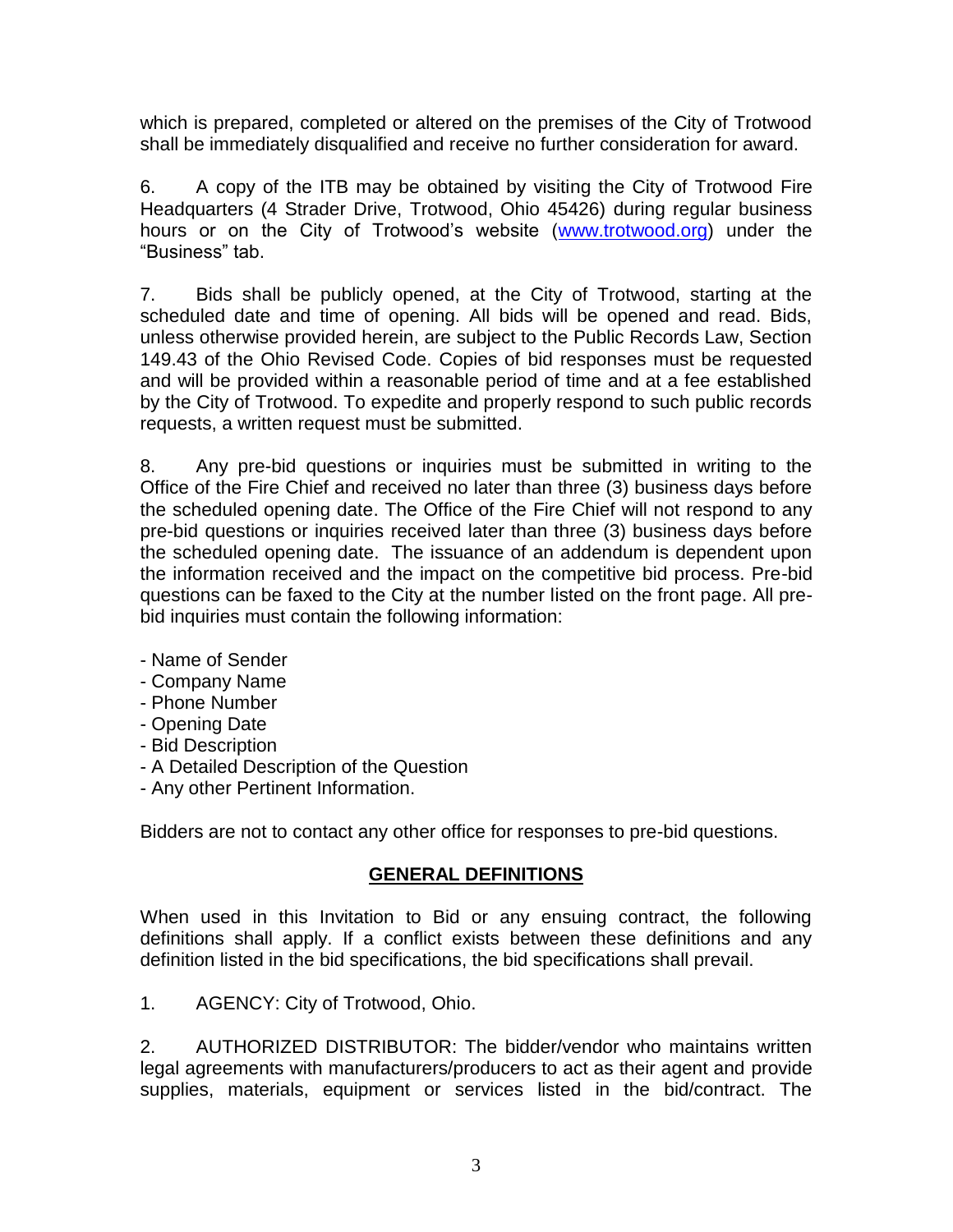which is prepared, completed or altered on the premises of the City of Trotwood shall be immediately disqualified and receive no further consideration for award.

6. A copy of the ITB may be obtained by visiting the City of Trotwood Fire Headquarters (4 Strader Drive, Trotwood, Ohio 45426) during regular business hours or on the City of Trotwood's website (www.trotwood.org) under the "Business" tab.

7. Bids shall be publicly opened, at the City of Trotwood, starting at the scheduled date and time of opening. All bids will be opened and read. Bids, unless otherwise provided herein, are subject to the Public Records Law, Section 149.43 of the Ohio Revised Code. Copies of bid responses must be requested and will be provided within a reasonable period of time and at a fee established by the City of Trotwood. To expedite and properly respond to such public records requests, a written request must be submitted.

8. Any pre-bid questions or inquiries must be submitted in writing to the Office of the Fire Chief and received no later than three (3) business days before the scheduled opening date. The Office of the Fire Chief will not respond to any pre-bid questions or inquiries received later than three (3) business days before the scheduled opening date. The issuance of an addendum is dependent upon the information received and the impact on the competitive bid process. Pre-bid questions can be faxed to the City at the number listed on the front page. All pre-bid inquiries must contain the following information:

- Name of Sender
- Company Name
- Phone Number
- Opening Date
- Bid Description
- A Detailed Description of the Question
- Any other Pertinent Information.

Bidders are not to contact any other office for responses to pre-bid questions.

## GENERAL DEFINITIONS

When used in this Invitation to Bid or any ensuing contract, the following definitions shall apply. If a conflict exists between these definitions and any definition listed in the bid specifications, the bid specifications shall prevail.

1. AGENCY: City of Trotwood, Ohio.

2. AUTHORIZED DISTRIBUTOR: The bidder/vendor who maintains written legal agreements with manufacturers/producers to act as their agent and provide supplies, materials, equipment or services listed in the bid/contract. The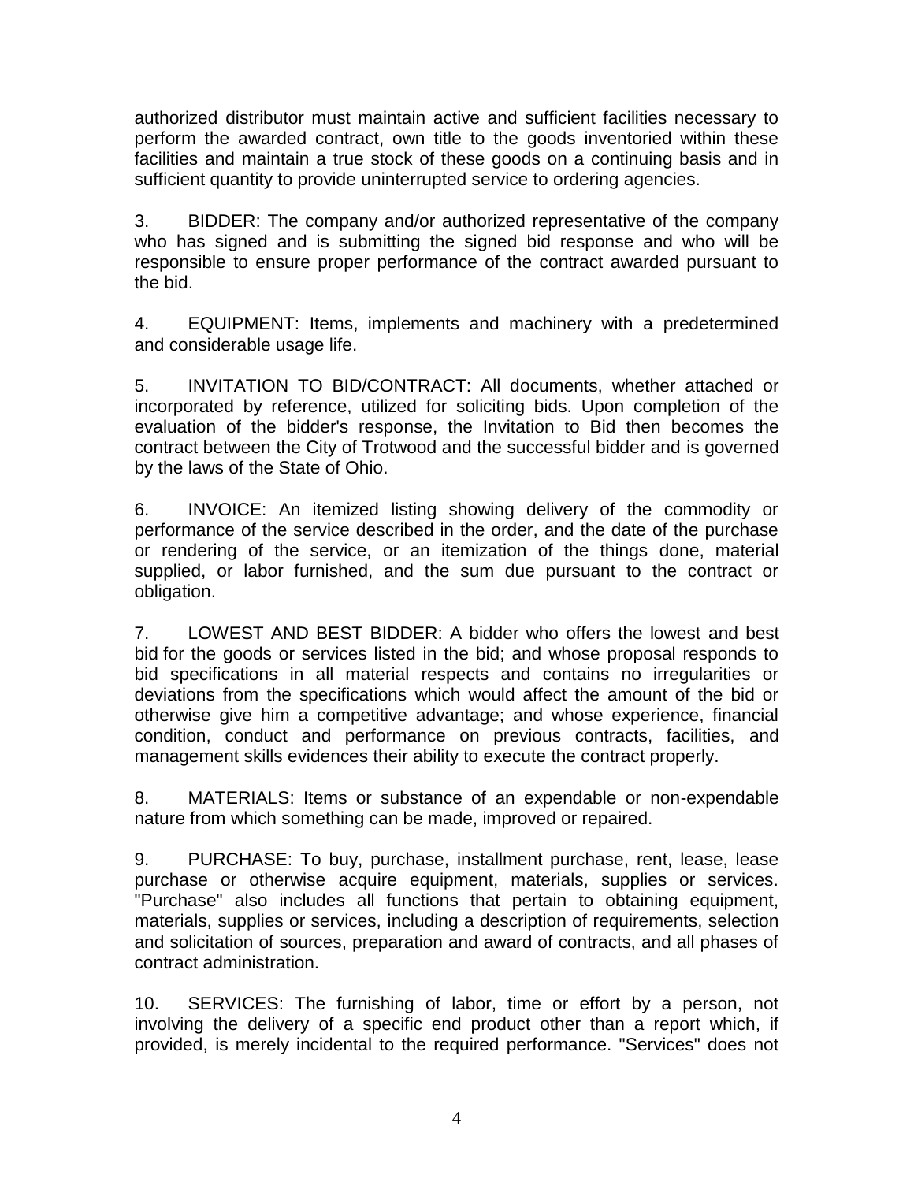authorized distributor must maintain active and sufficient facilities necessary to perform the awarded contract, own title to the goods inventoried within these facilities and maintain a true stock of these goods on a continuing basis and in sufficient quantity to provide uninterrupted service to ordering agencies.

3. BIDDER: The company and/or authorized representative of the company who has signed and is submitting the signed bid response and who will be responsible to ensure proper performance of the contract awarded pursuant to the bid.

4. EQUIPMENT: Items, implements and machinery with a predetermined and considerable usage life.

5. INVITATION TO BID/CONTRACT: All documents, whether attached or incorporated by reference, utilized for soliciting bids. Upon completion of the evaluation of the bidder's response, the Invitation to Bid then becomes the contract between the City of Trotwood and the successful bidder and is governed by the laws of the State of Ohio.

6. INVOICE: An itemized listing showing delivery of the commodity or performance of the service described in the order, and the date of the purchase or rendering of the service, or an itemization of the things done, material supplied, or labor furnished, and the sum due pursuant to the contract or obligation.

7. LOWEST AND BEST BIDDER: A bidder who offers the lowest and best bid for the goods or services listed in the bid; and whose proposal responds to bid specifications in all material respects and contains no irregularities or deviations from the specifications which would affect the amount of the bid or otherwise give him a competitive advantage; and whose experience, financial condition, conduct and performance on previous contracts, facilities, and management skills evidences their ability to execute the contract properly.

8. MATERIALS: Items or substance of an expendable or non-expendable nature from which something can be made, improved or repaired.

9. PURCHASE: To buy, purchase, installment purchase, rent, lease, lease purchase or otherwise acquire equipment, materials, supplies or services. "Purchase" also includes all functions that pertain to obtaining equipment, materials, supplies or services, including a description of requirements, selection and solicitation of sources, preparation and award of contracts, and all phases of contract administration.

10. SERVICES: The furnishing of labor, time or effort by a person, not involving the delivery of a specific end product other than a report which, if provided, is merely incidental to the required performance. "Services" does not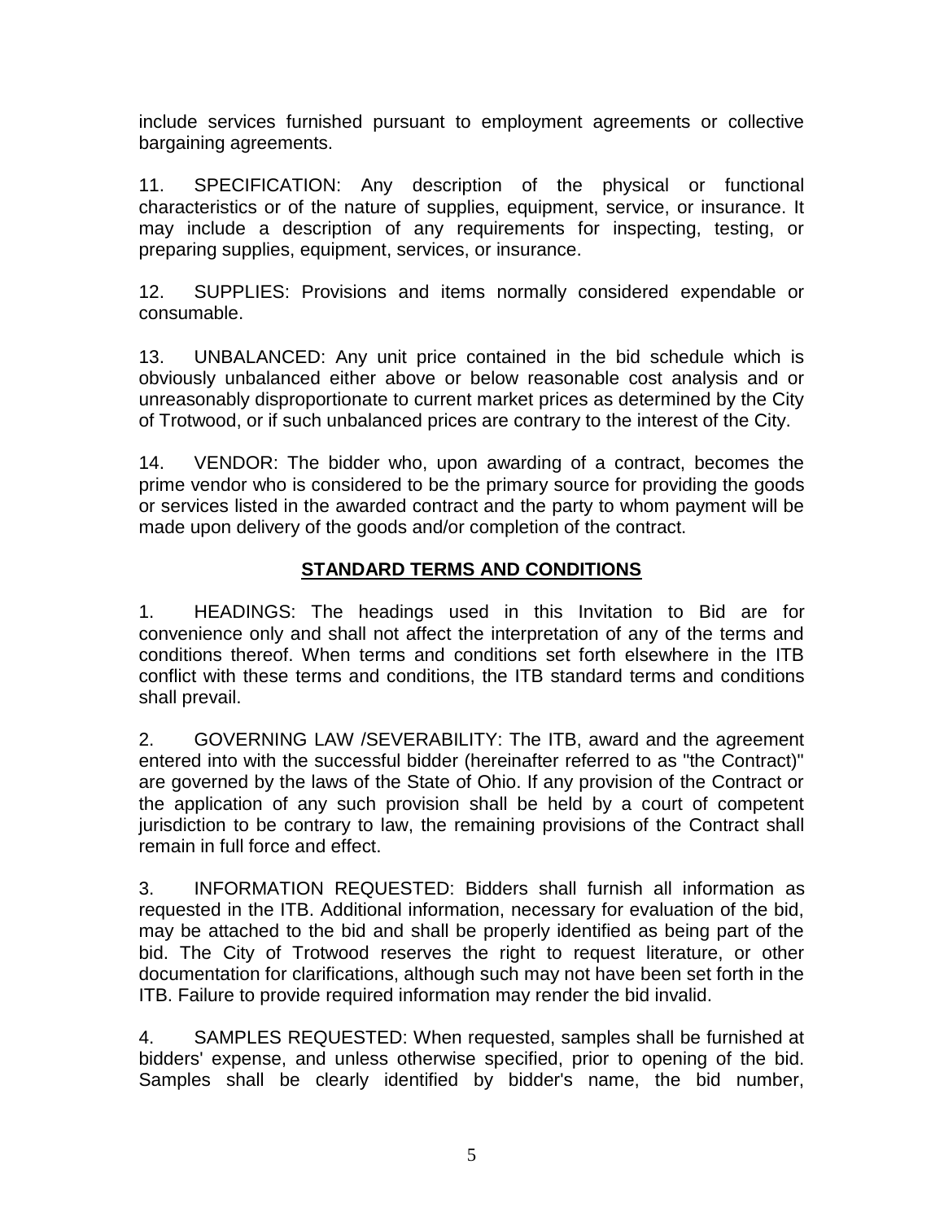include services furnished pursuant to employment agreements or collective bargaining agreements.

11. SPECIFICATION: Any description of the physical or functional characteristics or of the nature of supplies, equipment, service, or insurance. It may include a description of any requirements for inspecting, testing, or preparing supplies, equipment, services, or insurance.

12. SUPPLIES: Provisions and items normally considered expendable or consumable.

13. UNBALANCED: Any unit price contained in the bid schedule which is obviously unbalanced either above or below reasonable cost analysis and or unreasonably disproportionate to current market prices as determined by the City of Trotwood, or if such unbalanced prices are contrary to the interest of the City.

14. VENDOR: The bidder who, upon awarding of a contract, becomes the prime vendor who is considered to be the primary source for providing the goods or services listed in the awarded contract and the party to whom payment will be made upon delivery of the goods and/or completion of the contract.

## STANDARD TERMS AND CONDITIONS

1. HEADINGS: The headings used in this Invitation to Bid are for convenience only and shall not affect the interpretation of any of the terms and conditions thereof. When terms and conditions set forth elsewhere in the ITB conflict with these terms and conditions, the ITB standard terms and conditions shall prevail.

2. GOVERNING LAW /SEVERABILITY: The ITB, award and the agreement entered into with the successful bidder (hereinafter referred to as "the Contract)" are governed by the laws of the State of Ohio. If any provision of the Contract or the application of any such provision shall be held by a court of competent jurisdiction to be contrary to law, the remaining provisions of the Contract shall remain in full force and effect.

3. INFORMATION REQUESTED: Bidders shall furnish all information as requested in the ITB. Additional information, necessary for evaluation of the bid, may be attached to the bid and shall be properly identified as being part of the bid. The City of Trotwood reserves the right to request literature, or other documentation for clarifications, although such may not have been set forth in the ITB. Failure to provide required information may render the bid invalid.

4. SAMPLES REQUESTED: When requested, samples shall be furnished at bidders' expense, and unless otherwise specified, prior to opening of the bid. Samples shall be clearly identified by bidder's name, the bid number,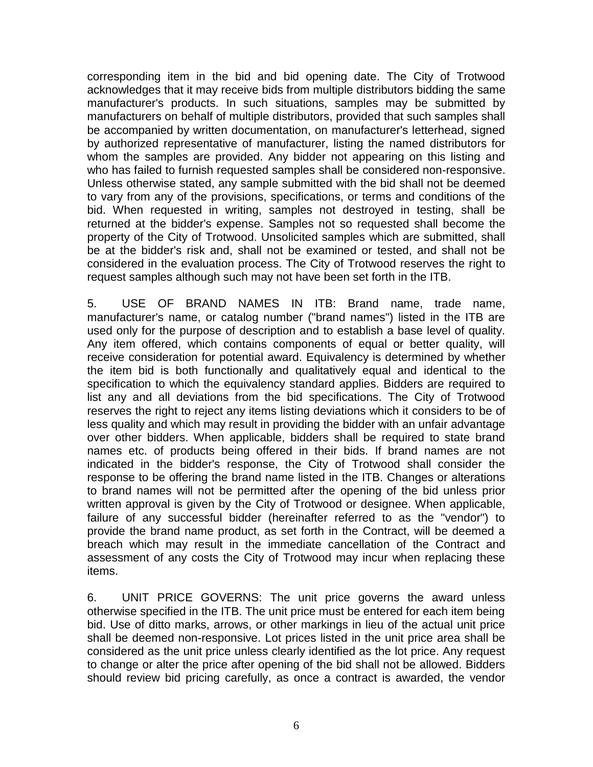corresponding item in the bid and bid opening date. The City of Trotwood acknowledges that it may receive bids from multiple distributors bidding the same manufacturer's products. In such situations, samples may be submitted by manufacturers on behalf of multiple distributors, provided that such samples shall be accompanied by written documentation, on manufacturer's letterhead, signed by authorized representative of manufacturer, listing the named distributors for whom the samples are provided. Any bidder not appearing on this listing and who has failed to furnish requested samples shall be considered non-responsive. Unless otherwise stated, any sample submitted with the bid shall not be deemed to vary from any of the provisions, specifications, or terms and conditions of the bid. When requested in writing, samples not destroyed in testing, shall be returned at the bidder's expense. Samples not so requested shall become the property of the City of Trotwood. Unsolicited samples which are submitted, shall be at the bidder's risk and, shall not be examined or tested, and shall not be considered in the evaluation process. The City of Trotwood reserves the right to request samples although such may not have been set forth in the ITB.

5. USE OF BRAND NAMES IN ITB: Brand name, trade name, manufacturer's name, or catalog number ("brand names") listed in the ITB are used only for the purpose of description and to establish a base level of quality. Any item offered, which contains components of equal or better quality, will receive consideration for potential award. Equivalency is determined by whether the item bid is both functionally and qualitatively equal and identical to the specification to which the equivalency standard applies. Bidders are required to list any and all deviations from the bid specifications. The City of Trotwood reserves the right to reject any items listing deviations which it considers to be of less quality and which may result in providing the bidder with an unfair advantage over other bidders. When applicable, bidders shall be required to state brand names etc. of products being offered in their bids. If brand names are not indicated in the bidder's response, the City of Trotwood shall consider the response to be offering the brand name listed in the ITB. Changes or alterations to brand names will not be permitted after the opening of the bid unless prior written approval is given by the City of Trotwood or designee. When applicable, failure of any successful bidder (hereinafter referred to as the "vendor") to provide the brand name product, as set forth in the Contract, will be deemed a breach which may result in the immediate cancellation of the Contract and assessment of any costs the City of Trotwood may incur when replacing these items.

6. UNIT PRICE GOVERNS: The unit price governs the award unless otherwise specified in the ITB. The unit price must be entered for each item being bid. Use of ditto marks, arrows, or other markings in lieu of the actual unit price shall be deemed non-responsive. Lot prices listed in the unit price area shall be considered as the unit price unless clearly identified as the lot price. Any request to change or alter the price after opening of the bid shall not be allowed. Bidders should review bid pricing carefully, as once a contract is awarded, the vendor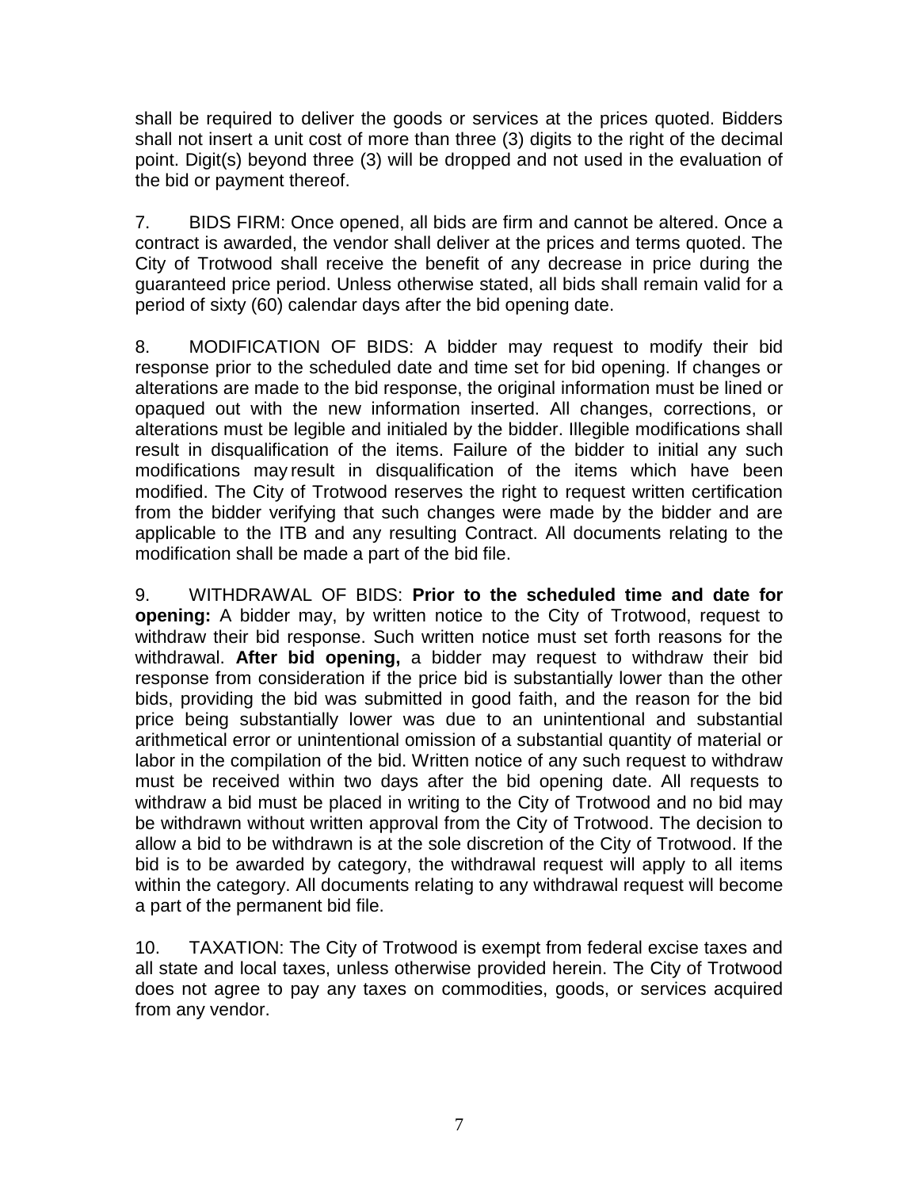shall be required to deliver the goods or services at the prices quoted. Bidders shall not insert a unit cost of more than three (3) digits to the right of the decimal point. Digit(s) beyond three (3) will be dropped and not used in the evaluation of the bid or payment thereof.

7. BIDS FIRM: Once opened, all bids are firm and cannot be altered. Once a contract is awarded, the vendor shall deliver at the prices and terms quoted. The City of Trotwood shall receive the benefit of any decrease in price during the guaranteed price period. Unless otherwise stated, all bids shall remain valid for a period of sixty (60) calendar days after the bid opening date.

8. MODIFICATION OF BIDS: A bidder may request to modify their bid response prior to the scheduled date and time set for bid opening. If changes or alterations are made to the bid response, the original information must be lined or opaqued out with the new information inserted. All changes, corrections, or alterations must be legible and initialed by the bidder. Illegible modifications shall result in disqualification of the items. Failure of the bidder to initial any such modifications may result in disqualification of the items which have been modified. The City of Trotwood reserves the right to request written certification from the bidder verifying that such changes were made by the bidder and are applicable to the ITB and any resulting Contract. All documents relating to the modification shall be made a part of the bid file.

9. WITHDRAWAL OF BIDS: **Prior to the scheduled time and date for opening:** A bidder may, by written notice to the City of Trotwood, request to withdraw their bid response. Such written notice must set forth reasons for the withdrawal. **After bid opening,** a bidder may request to withdraw their bid response from consideration if the price bid is substantially lower than the other bids, providing the bid was submitted in good faith, and the reason for the bid price being substantially lower was due to an unintentional and substantial arithmetical error or unintentional omission of a substantial quantity of material or labor in the compilation of the bid. Written notice of any such request to withdraw must be received within two days after the bid opening date. All requests to withdraw a bid must be placed in writing to the City of Trotwood and no bid may be withdrawn without written approval from the City of Trotwood. The decision to allow a bid to be withdrawn is at the sole discretion of the City of Trotwood. If the bid is to be awarded by category, the withdrawal request will apply to all items within the category. All documents relating to any withdrawal request will become a part of the permanent bid file.

10. TAXATION: The City of Trotwood is exempt from federal excise taxes and all state and local taxes, unless otherwise provided herein. The City of Trotwood does not agree to pay any taxes on commodities, goods, or services acquired from any vendor.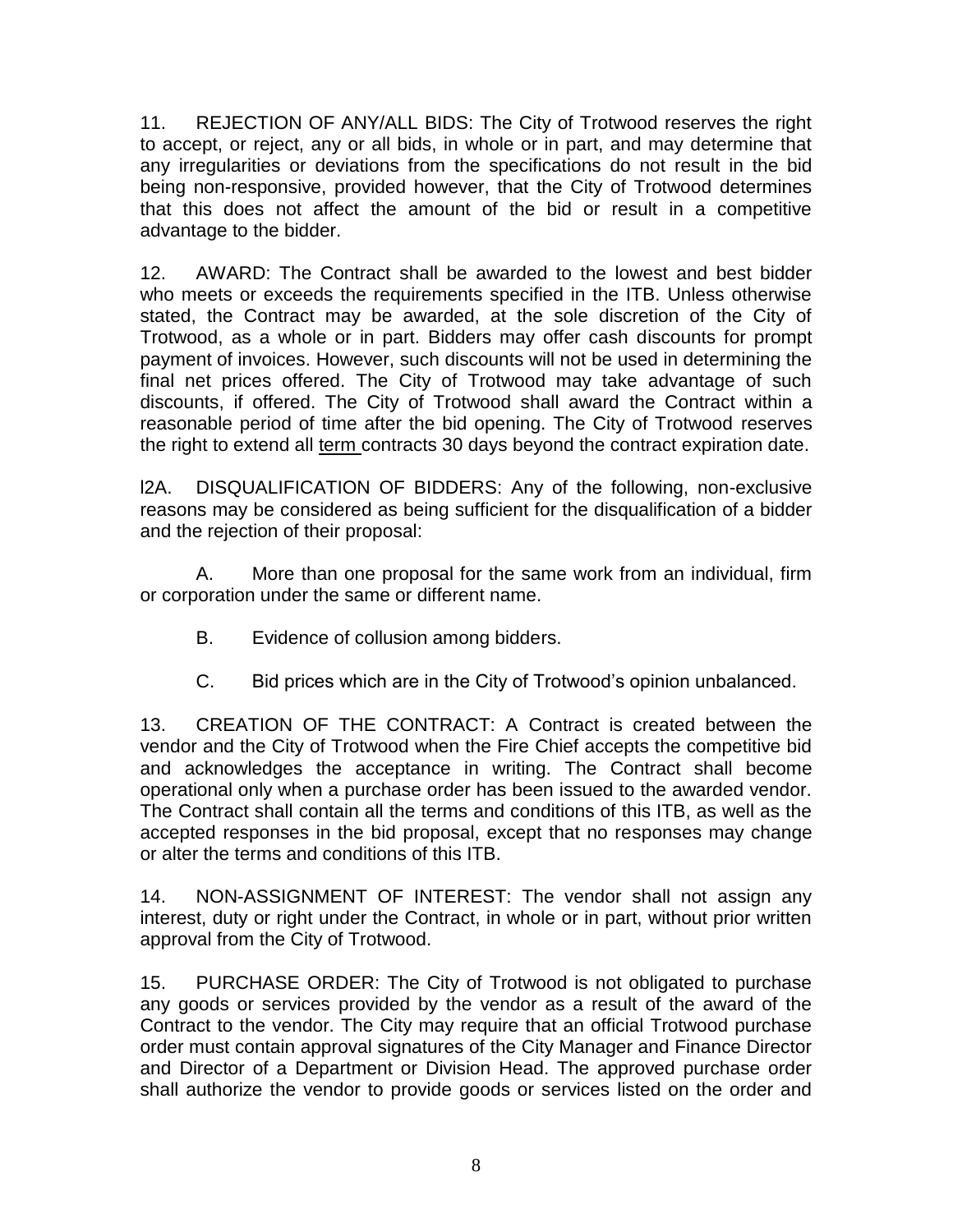11. REJECTION OF ANY/ALL BIDS: The City of Trotwood reserves the right to accept, or reject, any or all bids, in whole or in part, and may determine that any irregularities or deviations from the specifications do not result in the bid being non-responsive, provided however, that the City of Trotwood determines that this does not affect the amount of the bid or result in a competitive advantage to the bidder.

12. AWARD: The Contract shall be awarded to the lowest and best bidder who meets or exceeds the requirements specified in the ITB. Unless otherwise stated, the Contract may be awarded, at the sole discretion of the City of Trotwood, as a whole or in part. Bidders may offer cash discounts for prompt payment of invoices. However, such discounts will not be used in determining the final net prices offered. The City of Trotwood may take advantage of such discounts, if offered. The City of Trotwood shall award the Contract within a reasonable period of time after the bid opening. The City of Trotwood reserves the right to extend all term contracts 30 days beyond the contract expiration date.

l2A. DISQUALIFICATION OF BIDDERS: Any of the following, non-exclusive reasons may be considered as being sufficient for the disqualification of a bidder and the rejection of their proposal:

A. More than one proposal for the same work from an individual, firm or corporation under the same or different name.

B. Evidence of collusion among bidders.

C. Bid prices which are in the City of Trotwood's opinion unbalanced.

13. CREATION OF THE CONTRACT: A Contract is created between the vendor and the City of Trotwood when the Fire Chief accepts the competitive bid and acknowledges the acceptance in writing. The Contract shall become operational only when a purchase order has been issued to the awarded vendor. The Contract shall contain all the terms and conditions of this ITB, as well as the accepted responses in the bid proposal, except that no responses may change or alter the terms and conditions of this ITB.

14. NON-ASSIGNMENT OF INTEREST: The vendor shall not assign any interest, duty or right under the Contract, in whole or in part, without prior written approval from the City of Trotwood.

15. PURCHASE ORDER: The City of Trotwood is not obligated to purchase any goods or services provided by the vendor as a result of the award of the Contract to the vendor. The City may require that an official Trotwood purchase order must contain approval signatures of the City Manager and Finance Director and Director of a Department or Division Head. The approved purchase order shall authorize the vendor to provide goods or services listed on the order and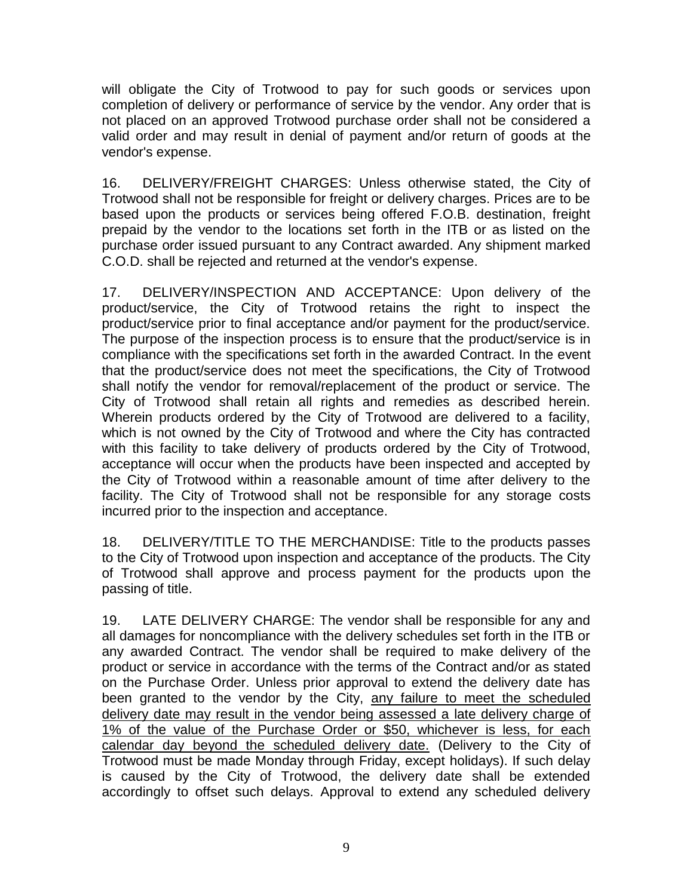will obligate the City of Trotwood to pay for such goods or services upon completion of delivery or performance of service by the vendor. Any order that is not placed on an approved Trotwood purchase order shall not be considered a valid order and may result in denial of payment and/or return of goods at the vendor's expense.

16. DELIVERY/FREIGHT CHARGES: Unless otherwise stated, the City of Trotwood shall not be responsible for freight or delivery charges. Prices are to be based upon the products or services being offered F.O.B. destination, freight prepaid by the vendor to the locations set forth in the ITB or as listed on the purchase order issued pursuant to any Contract awarded. Any shipment marked C.O.D. shall be rejected and returned at the vendor's expense.

17. DELIVERY/INSPECTION AND ACCEPTANCE: Upon delivery of the product/service, the City of Trotwood retains the right to inspect the product/service prior to final acceptance and/or payment for the product/service. The purpose of the inspection process is to ensure that the product/service is in compliance with the specifications set forth in the awarded Contract. In the event that the product/service does not meet the specifications, the City of Trotwood shall notify the vendor for removal/replacement of the product or service. The City of Trotwood shall retain all rights and remedies as described herein. Wherein products ordered by the City of Trotwood are delivered to a facility, which is not owned by the City of Trotwood and where the City has contracted with this facility to take delivery of products ordered by the City of Trotwood, acceptance will occur when the products have been inspected and accepted by the City of Trotwood within a reasonable amount of time after delivery to the facility. The City of Trotwood shall not be responsible for any storage costs incurred prior to the inspection and acceptance.

18. DELIVERY/TITLE TO THE MERCHANDISE: Title to the products passes to the City of Trotwood upon inspection and acceptance of the products. The City of Trotwood shall approve and process payment for the products upon the passing of title.

19. LATE DELIVERY CHARGE: The vendor shall be responsible for any and all damages for noncompliance with the delivery schedules set forth in the ITB or any awarded Contract. The vendor shall be required to make delivery of the product or service in accordance with the terms of the Contract and/or as stated on the Purchase Order. Unless prior approval to extend the delivery date has been granted to the vendor by the City, <u>any failure to meet the scheduled delivery date may result in the vendor being assessed a late delivery charge of 1% of the value of the Purchase Order or $50, whichever is less, for each calendar day beyond the scheduled delivery date.</u> (Delivery to the City of Trotwood must be made Monday through Friday, except holidays). If such delay is caused by the City of Trotwood, the delivery date shall be extended accordingly to offset such delays. Approval to extend any scheduled delivery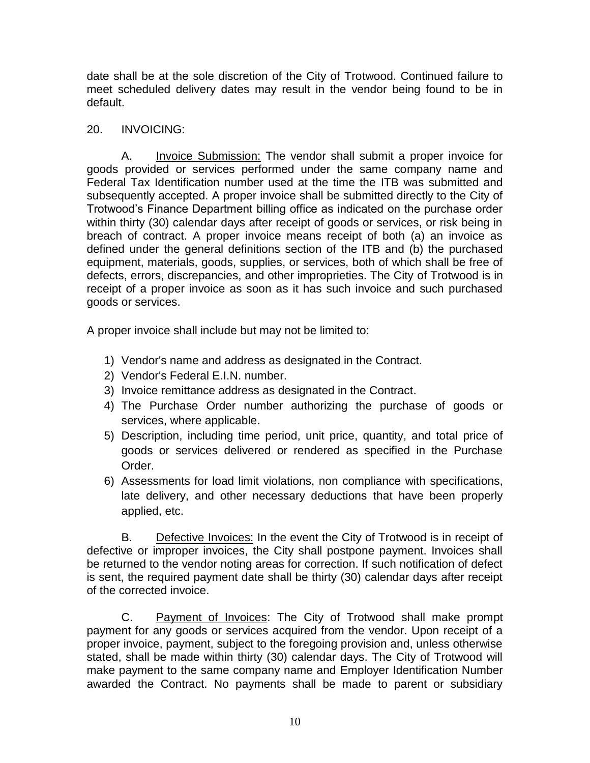date shall be at the sole discretion of the City of Trotwood. Continued failure to meet scheduled delivery dates may result in the vendor being found to be in default.

20. INVOICING:

A. Invoice Submission: The vendor shall submit a proper invoice for goods provided or services performed under the same company name and Federal Tax Identification number used at the time the ITB was submitted and subsequently accepted. A proper invoice shall be submitted directly to the City of Trotwood's Finance Department billing office as indicated on the purchase order within thirty (30) calendar days after receipt of goods or services, or risk being in breach of contract. A proper invoice means receipt of both (a) an invoice as defined under the general definitions section of the ITB and (b) the purchased equipment, materials, goods, supplies, or services, both of which shall be free of defects, errors, discrepancies, and other improprieties. The City of Trotwood is in receipt of a proper invoice as soon as it has such invoice and such purchased goods or services.

A proper invoice shall include but may not be limited to:

1) Vendor's name and address as designated in the Contract.
2) Vendor's Federal E.I.N. number.
3) Invoice remittance address as designated in the Contract.
4) The Purchase Order number authorizing the purchase of goods or services, where applicable.
5) Description, including time period, unit price, quantity, and total price of goods or services delivered or rendered as specified in the Purchase Order.
6) Assessments for load limit violations, non compliance with specifications, late delivery, and other necessary deductions that have been properly applied, etc.

B. Defective Invoices: In the event the City of Trotwood is in receipt of defective or improper invoices, the City shall postpone payment. Invoices shall be returned to the vendor noting areas for correction. If such notification of defect is sent, the required payment date shall be thirty (30) calendar days after receipt of the corrected invoice.

C. Payment of Invoices: The City of Trotwood shall make prompt payment for any goods or services acquired from the vendor. Upon receipt of a proper invoice, payment, subject to the foregoing provision and, unless otherwise stated, shall be made within thirty (30) calendar days. The City of Trotwood will make payment to the same company name and Employer Identification Number awarded the Contract. No payments shall be made to parent or subsidiary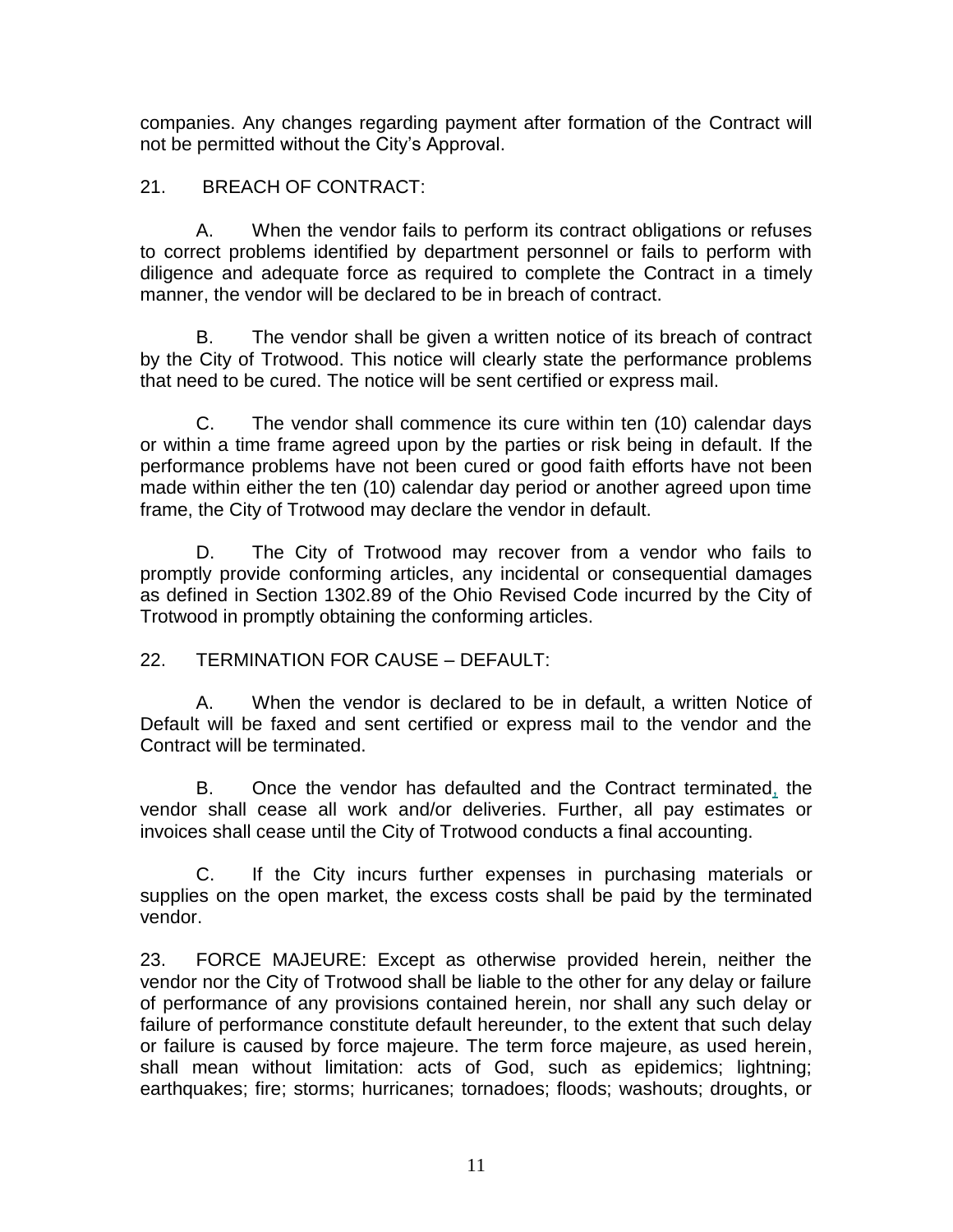companies. Any changes regarding payment after formation of the Contract will not be permitted without the City's Approval.

21. BREACH OF CONTRACT:

A. When the vendor fails to perform its contract obligations or refuses to correct problems identified by department personnel or fails to perform with diligence and adequate force as required to complete the Contract in a timely manner, the vendor will be declared to be in breach of contract.

B. The vendor shall be given a written notice of its breach of contract by the City of Trotwood. This notice will clearly state the performance problems that need to be cured. The notice will be sent certified or express mail.

C. The vendor shall commence its cure within ten (10) calendar days or within a time frame agreed upon by the parties or risk being in default. If the performance problems have not been cured or good faith efforts have not been made within either the ten (10) calendar day period or another agreed upon time frame, the City of Trotwood may declare the vendor in default.

D. The City of Trotwood may recover from a vendor who fails to promptly provide conforming articles, any incidental or consequential damages as defined in Section 1302.89 of the Ohio Revised Code incurred by the City of Trotwood in promptly obtaining the conforming articles.

22. TERMINATION FOR CAUSE – DEFAULT:

A. When the vendor is declared to be in default, a written Notice of Default will be faxed and sent certified or express mail to the vendor and the Contract will be terminated.

B. Once the vendor has defaulted and the Contract terminated, the vendor shall cease all work and/or deliveries. Further, all pay estimates or invoices shall cease until the City of Trotwood conducts a final accounting.

C. If the City incurs further expenses in purchasing materials or supplies on the open market, the excess costs shall be paid by the terminated vendor.

23. FORCE MAJEURE: Except as otherwise provided herein, neither the vendor nor the City of Trotwood shall be liable to the other for any delay or failure of performance of any provisions contained herein, nor shall any such delay or failure of performance constitute default hereunder, to the extent that such delay or failure is caused by force majeure. The term force majeure, as used herein, shall mean without limitation: acts of God, such as epidemics; lightning; earthquakes; fire; storms; hurricanes; tornadoes; floods; washouts; droughts, or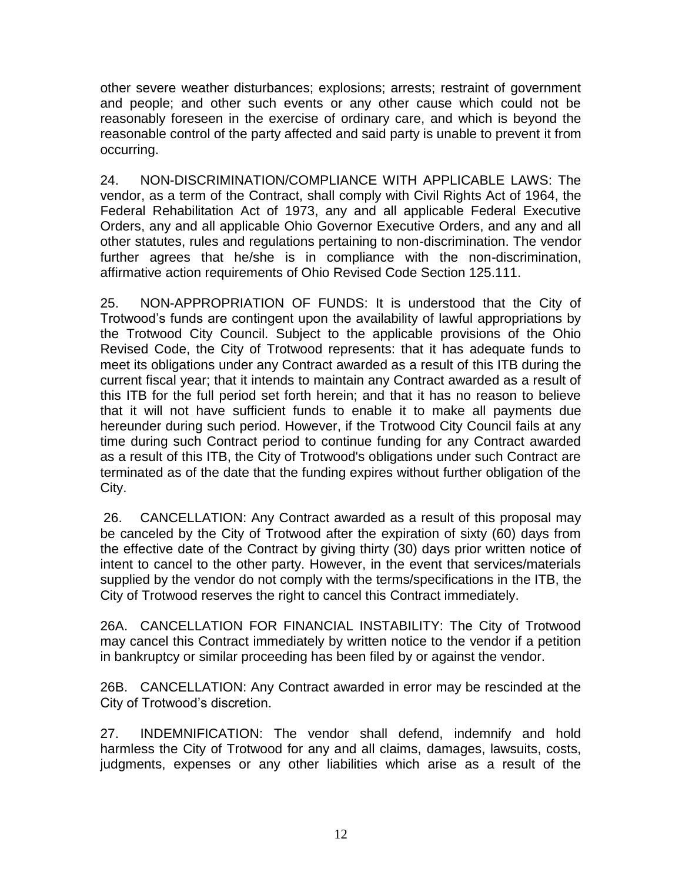other severe weather disturbances; explosions; arrests; restraint of government and people; and other such events or any other cause which could not be reasonably foreseen in the exercise of ordinary care, and which is beyond the reasonable control of the party affected and said party is unable to prevent it from occurring.

24. NON-DISCRIMINATION/COMPLIANCE WITH APPLICABLE LAWS: The vendor, as a term of the Contract, shall comply with Civil Rights Act of 1964, the Federal Rehabilitation Act of 1973, any and all applicable Federal Executive Orders, any and all applicable Ohio Governor Executive Orders, and any and all other statutes, rules and regulations pertaining to non-discrimination. The vendor further agrees that he/she is in compliance with the non-discrimination, affirmative action requirements of Ohio Revised Code Section 125.111.

25. NON-APPROPRIATION OF FUNDS: It is understood that the City of Trotwood's funds are contingent upon the availability of lawful appropriations by the Trotwood City Council. Subject to the applicable provisions of the Ohio Revised Code, the City of Trotwood represents: that it has adequate funds to meet its obligations under any Contract awarded as a result of this ITB during the current fiscal year; that it intends to maintain any Contract awarded as a result of this ITB for the full period set forth herein; and that it has no reason to believe that it will not have sufficient funds to enable it to make all payments due hereunder during such period. However, if the Trotwood City Council fails at any time during such Contract period to continue funding for any Contract awarded as a result of this ITB, the City of Trotwood's obligations under such Contract are terminated as of the date that the funding expires without further obligation of the City.

26. CANCELLATION: Any Contract awarded as a result of this proposal may be canceled by the City of Trotwood after the expiration of sixty (60) days from the effective date of the Contract by giving thirty (30) days prior written notice of intent to cancel to the other party. However, in the event that services/materials supplied by the vendor do not comply with the terms/specifications in the ITB, the City of Trotwood reserves the right to cancel this Contract immediately.

26A. CANCELLATION FOR FINANCIAL INSTABILITY: The City of Trotwood may cancel this Contract immediately by written notice to the vendor if a petition in bankruptcy or similar proceeding has been filed by or against the vendor.

26B. CANCELLATION: Any Contract awarded in error may be rescinded at the City of Trotwood's discretion.

27. INDEMNIFICATION: The vendor shall defend, indemnify and hold harmless the City of Trotwood for any and all claims, damages, lawsuits, costs, judgments, expenses or any other liabilities which arise as a result of the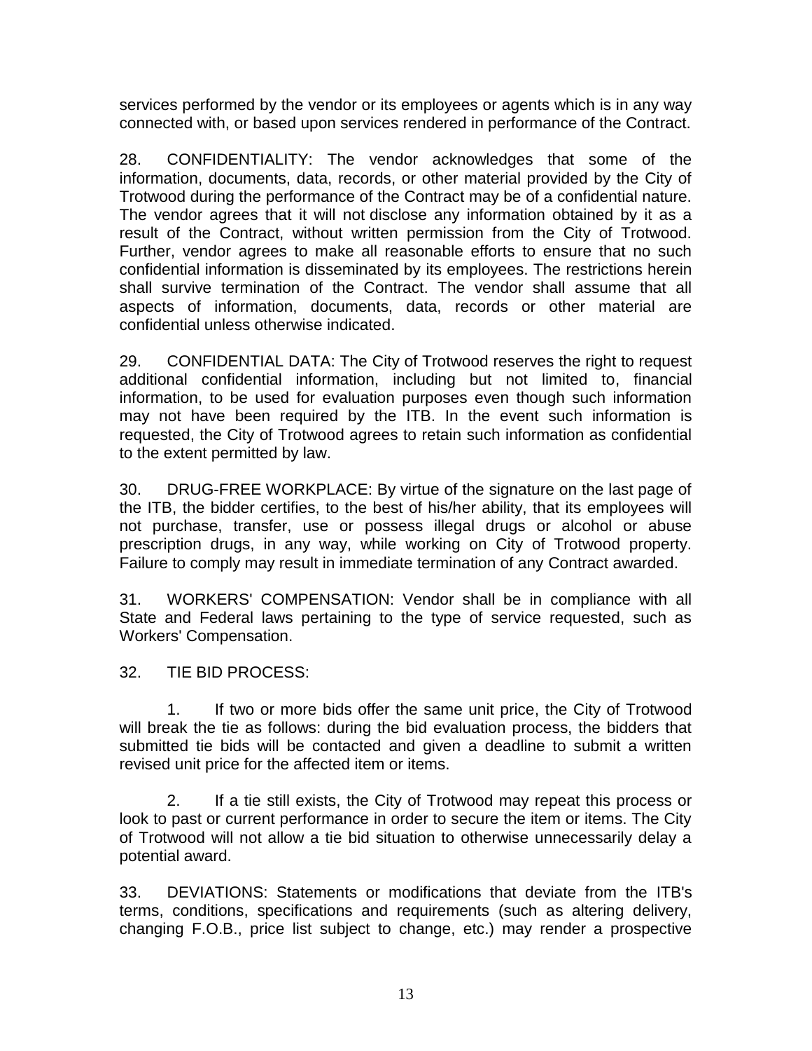services performed by the vendor or its employees or agents which is in any way connected with, or based upon services rendered in performance of the Contract.

28. CONFIDENTIALITY: The vendor acknowledges that some of the information, documents, data, records, or other material provided by the City of Trotwood during the performance of the Contract may be of a confidential nature. The vendor agrees that it will not disclose any information obtained by it as a result of the Contract, without written permission from the City of Trotwood. Further, vendor agrees to make all reasonable efforts to ensure that no such confidential information is disseminated by its employees. The restrictions herein shall survive termination of the Contract. The vendor shall assume that all aspects of information, documents, data, records or other material are confidential unless otherwise indicated.

29. CONFIDENTIAL DATA: The City of Trotwood reserves the right to request additional confidential information, including but not limited to, financial information, to be used for evaluation purposes even though such information may not have been required by the ITB. In the event such information is requested, the City of Trotwood agrees to retain such information as confidential to the extent permitted by law.

30. DRUG-FREE WORKPLACE: By virtue of the signature on the last page of the ITB, the bidder certifies, to the best of his/her ability, that its employees will not purchase, transfer, use or possess illegal drugs or alcohol or abuse prescription drugs, in any way, while working on City of Trotwood property. Failure to comply may result in immediate termination of any Contract awarded.

31. WORKERS' COMPENSATION: Vendor shall be in compliance with all State and Federal laws pertaining to the type of service requested, such as Workers' Compensation.

32. TIE BID PROCESS:

1. If two or more bids offer the same unit price, the City of Trotwood will break the tie as follows: during the bid evaluation process, the bidders that submitted tie bids will be contacted and given a deadline to submit a written revised unit price for the affected item or items.

2. If a tie still exists, the City of Trotwood may repeat this process or look to past or current performance in order to secure the item or items. The City of Trotwood will not allow a tie bid situation to otherwise unnecessarily delay a potential award.

33. DEVIATIONS: Statements or modifications that deviate from the ITB's terms, conditions, specifications and requirements (such as altering delivery, changing F.O.B., price list subject to change, etc.) may render a prospective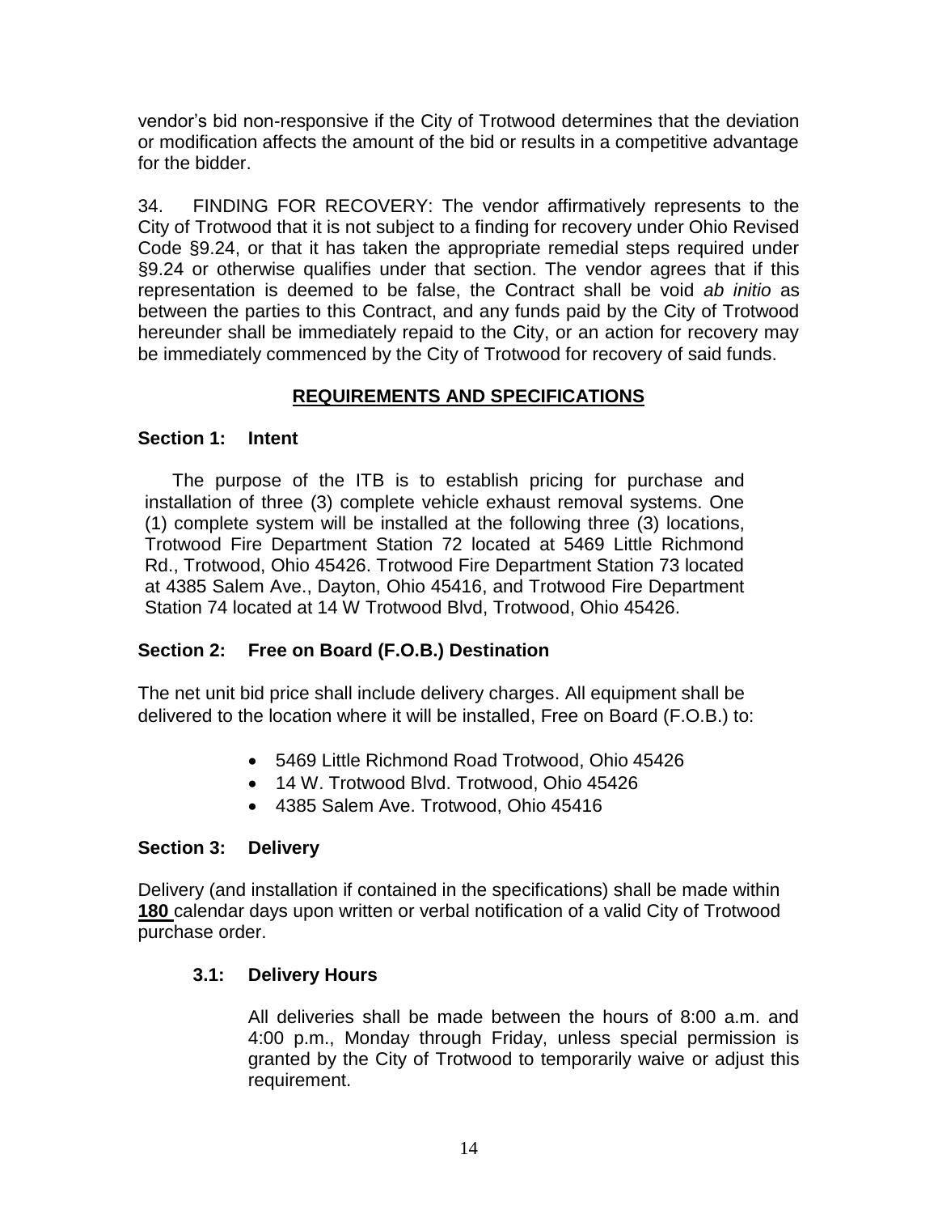vendor's bid non-responsive if the City of Trotwood determines that the deviation or modification affects the amount of the bid or results in a competitive advantage for the bidder.

34. FINDING FOR RECOVERY: The vendor affirmatively represents to the City of Trotwood that it is not subject to a finding for recovery under Ohio Revised Code §9.24, or that it has taken the appropriate remedial steps required under §9.24 or otherwise qualifies under that section. The vendor agrees that if this representation is deemed to be false, the Contract shall be void *ab initio* as between the parties to this Contract, and any funds paid by the City of Trotwood hereunder shall be immediately repaid to the City, or an action for recovery may be immediately commenced by the City of Trotwood for recovery of said funds.

## REQUIREMENTS AND SPECIFICATIONS

### Section 1: Intent

The purpose of the ITB is to establish pricing for purchase and installation of three (3) complete vehicle exhaust removal systems. One (1) complete system will be installed at the following three (3) locations, Trotwood Fire Department Station 72 located at 5469 Little Richmond Rd., Trotwood, Ohio 45426. Trotwood Fire Department Station 73 located at 4385 Salem Ave., Dayton, Ohio 45416, and Trotwood Fire Department Station 74 located at 14 W Trotwood Blvd, Trotwood, Ohio 45426.

### Section 2: Free on Board (F.O.B.) Destination

The net unit bid price shall include delivery charges. All equipment shall be delivered to the location where it will be installed, Free on Board (F.O.B.) to:

- 5469 Little Richmond Road Trotwood, Ohio 45426
- 14 W. Trotwood Blvd. Trotwood, Ohio 45426
- 4385 Salem Ave. Trotwood, Ohio 45416

### Section 3: Delivery

Delivery (and installation if contained in the specifications) shall be made within **180** calendar days upon written or verbal notification of a valid City of Trotwood purchase order.

#### 3.1: Delivery Hours

All deliveries shall be made between the hours of 8:00 a.m. and 4:00 p.m., Monday through Friday, unless special permission is granted by the City of Trotwood to temporarily waive or adjust this requirement.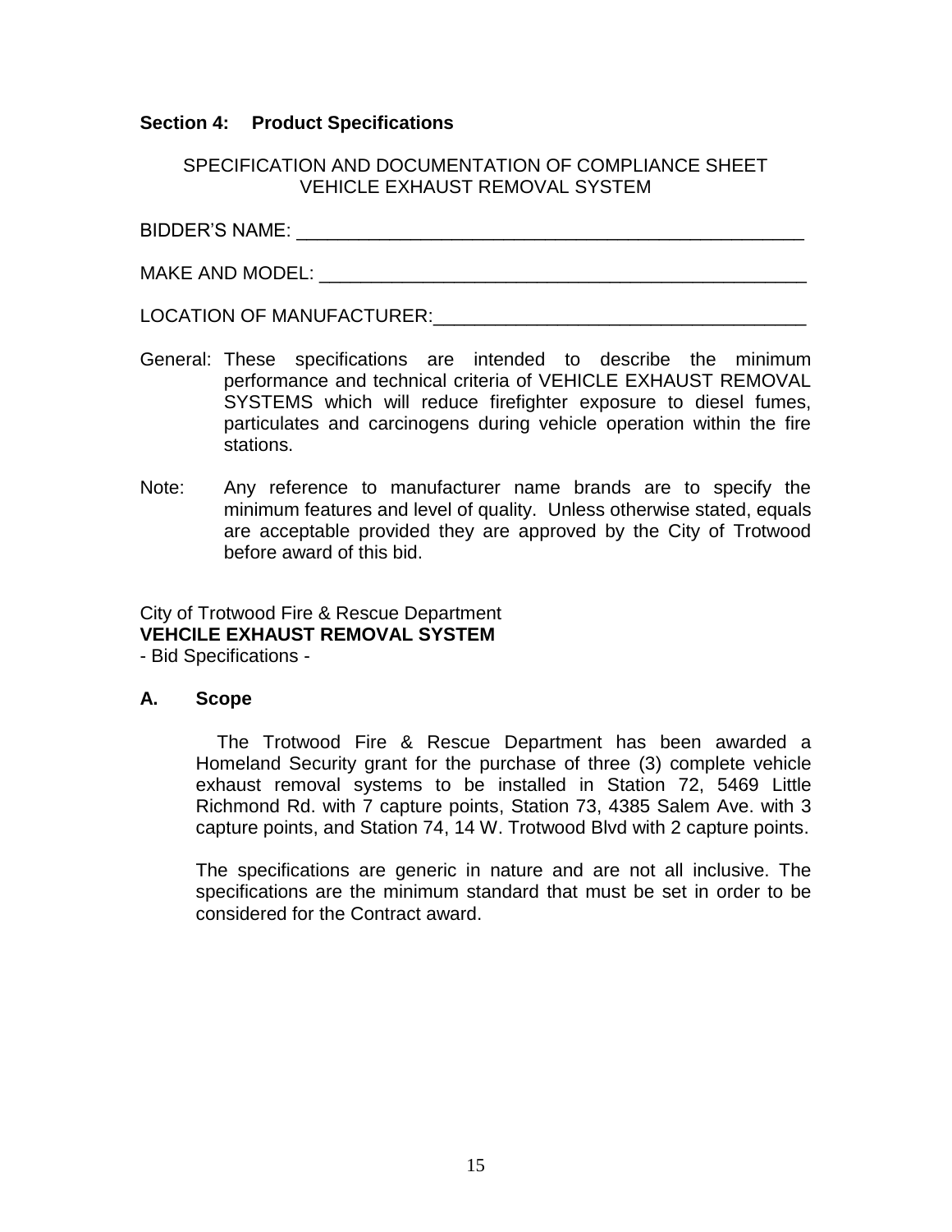**Section 4: Product Specifications**

SPECIFICATION AND DOCUMENTATION OF COMPLIANCE SHEET
VEHICLE EXHAUST REMOVAL SYSTEM

BIDDER'S NAME: ________________________________________________

MAKE AND MODEL: ______________________________________________

LOCATION OF MANUFACTURER:____________________________________

General: These specifications are intended to describe the minimum performance and technical criteria of VEHICLE EXHAUST REMOVAL SYSTEMS which will reduce firefighter exposure to diesel fumes, particulates and carcinogens during vehicle operation within the fire stations.

Note: Any reference to manufacturer name brands are to specify the minimum features and level of quality. Unless otherwise stated, equals are acceptable provided they are approved by the City of Trotwood before award of this bid.

City of Trotwood Fire & Rescue Department
**VEHCILE EXHAUST REMOVAL SYSTEM**
- Bid Specifications -

**A. Scope**

The Trotwood Fire & Rescue Department has been awarded a Homeland Security grant for the purchase of three (3) complete vehicle exhaust removal systems to be installed in Station 72, 5469 Little Richmond Rd. with 7 capture points, Station 73, 4385 Salem Ave. with 3 capture points, and Station 74, 14 W. Trotwood Blvd with 2 capture points.

The specifications are generic in nature and are not all inclusive. The specifications are the minimum standard that must be set in order to be considered for the Contract award.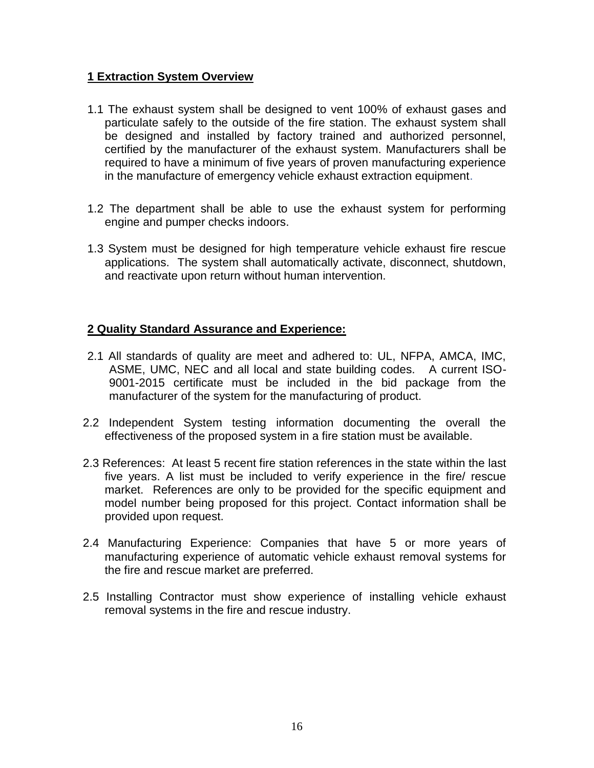## 1 Extraction System Overview

1.1 The exhaust system shall be designed to vent 100% of exhaust gases and particulate safely to the outside of the fire station. The exhaust system shall be designed and installed by factory trained and authorized personnel, certified by the manufacturer of the exhaust system. Manufacturers shall be required to have a minimum of five years of proven manufacturing experience in the manufacture of emergency vehicle exhaust extraction equipment.

1.2 The department shall be able to use the exhaust system for performing engine and pumper checks indoors.

1.3 System must be designed for high temperature vehicle exhaust fire rescue applications. The system shall automatically activate, disconnect, shutdown, and reactivate upon return without human intervention.

## 2 Quality Standard Assurance and Experience:

2.1 All standards of quality are meet and adhered to: UL, NFPA, AMCA, IMC, ASME, UMC, NEC and all local and state building codes. A current ISO-9001-2015 certificate must be included in the bid package from the manufacturer of the system for the manufacturing of product.

2.2 Independent System testing information documenting the overall the effectiveness of the proposed system in a fire station must be available.

2.3 References: At least 5 recent fire station references in the state within the last five years. A list must be included to verify experience in the fire/ rescue market. References are only to be provided for the specific equipment and model number being proposed for this project. Contact information shall be provided upon request.

2.4 Manufacturing Experience: Companies that have 5 or more years of manufacturing experience of automatic vehicle exhaust removal systems for the fire and rescue market are preferred.

2.5 Installing Contractor must show experience of installing vehicle exhaust removal systems in the fire and rescue industry.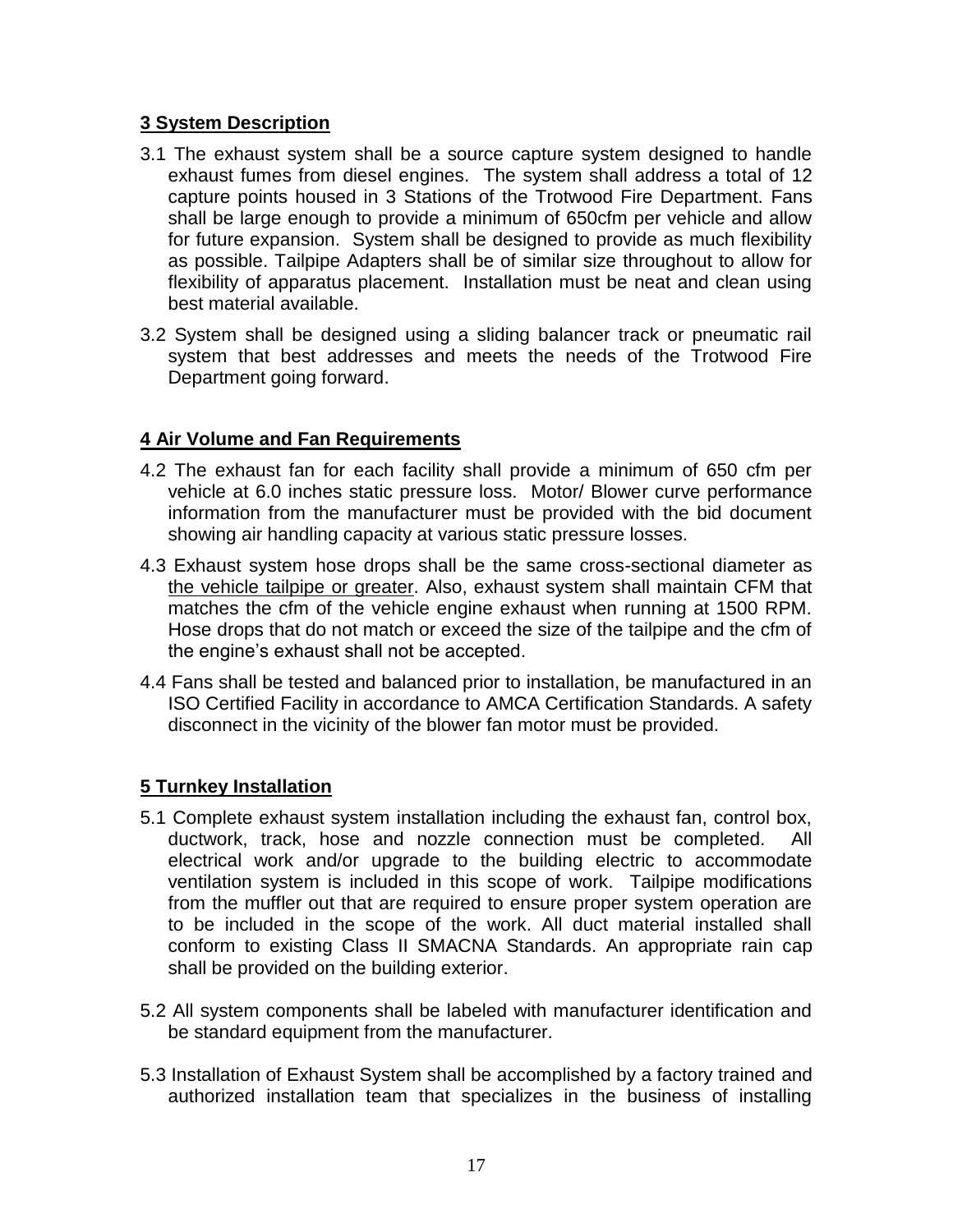## 3 System Description

3.1 The exhaust system shall be a source capture system designed to handle exhaust fumes from diesel engines. The system shall address a total of 12 capture points housed in 3 Stations of the Trotwood Fire Department. Fans shall be large enough to provide a minimum of 650cfm per vehicle and allow for future expansion. System shall be designed to provide as much flexibility as possible. Tailpipe Adapters shall be of similar size throughout to allow for flexibility of apparatus placement. Installation must be neat and clean using best material available.

3.2 System shall be designed using a sliding balancer track or pneumatic rail system that best addresses and meets the needs of the Trotwood Fire Department going forward.

## 4 Air Volume and Fan Requirements

4.2 The exhaust fan for each facility shall provide a minimum of 650 cfm per vehicle at 6.0 inches static pressure loss. Motor/ Blower curve performance information from the manufacturer must be provided with the bid document showing air handling capacity at various static pressure losses.

4.3 Exhaust system hose drops shall be the same cross-sectional diameter as <u>the vehicle tailpipe or greater</u>. Also, exhaust system shall maintain CFM that matches the cfm of the vehicle engine exhaust when running at 1500 RPM. Hose drops that do not match or exceed the size of the tailpipe and the cfm of the engine's exhaust shall not be accepted.

4.4 Fans shall be tested and balanced prior to installation, be manufactured in an ISO Certified Facility in accordance to AMCA Certification Standards. A safety disconnect in the vicinity of the blower fan motor must be provided.

## 5 Turnkey Installation

5.1 Complete exhaust system installation including the exhaust fan, control box, ductwork, track, hose and nozzle connection must be completed. All electrical work and/or upgrade to the building electric to accommodate ventilation system is included in this scope of work. Tailpipe modifications from the muffler out that are required to ensure proper system operation are to be included in the scope of the work. All duct material installed shall conform to existing Class II SMACNA Standards. An appropriate rain cap shall be provided on the building exterior.

5.2 All system components shall be labeled with manufacturer identification and be standard equipment from the manufacturer.

5.3 Installation of Exhaust System shall be accomplished by a factory trained and authorized installation team that specializes in the business of installing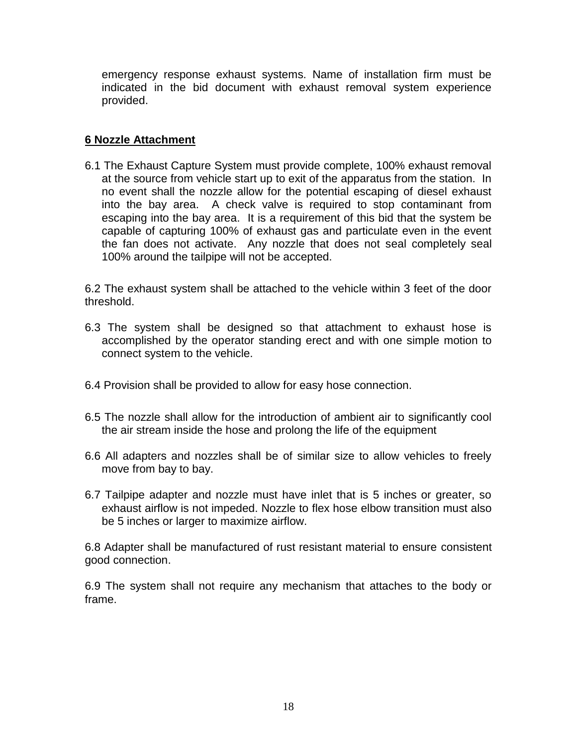emergency response exhaust systems. Name of installation firm must be indicated in the bid document with exhaust removal system experience provided.

## 6 Nozzle Attachment

6.1 The Exhaust Capture System must provide complete, 100% exhaust removal at the source from vehicle start up to exit of the apparatus from the station. In no event shall the nozzle allow for the potential escaping of diesel exhaust into the bay area. A check valve is required to stop contaminant from escaping into the bay area. It is a requirement of this bid that the system be capable of capturing 100% of exhaust gas and particulate even in the event the fan does not activate. Any nozzle that does not seal completely seal 100% around the tailpipe will not be accepted.

6.2 The exhaust system shall be attached to the vehicle within 3 feet of the door threshold.

6.3 The system shall be designed so that attachment to exhaust hose is accomplished by the operator standing erect and with one simple motion to connect system to the vehicle.

6.4 Provision shall be provided to allow for easy hose connection.

6.5 The nozzle shall allow for the introduction of ambient air to significantly cool the air stream inside the hose and prolong the life of the equipment

6.6 All adapters and nozzles shall be of similar size to allow vehicles to freely move from bay to bay.

6.7 Tailpipe adapter and nozzle must have inlet that is 5 inches or greater, so exhaust airflow is not impeded. Nozzle to flex hose elbow transition must also be 5 inches or larger to maximize airflow.

6.8 Adapter shall be manufactured of rust resistant material to ensure consistent good connection.

6.9 The system shall not require any mechanism that attaches to the body or frame.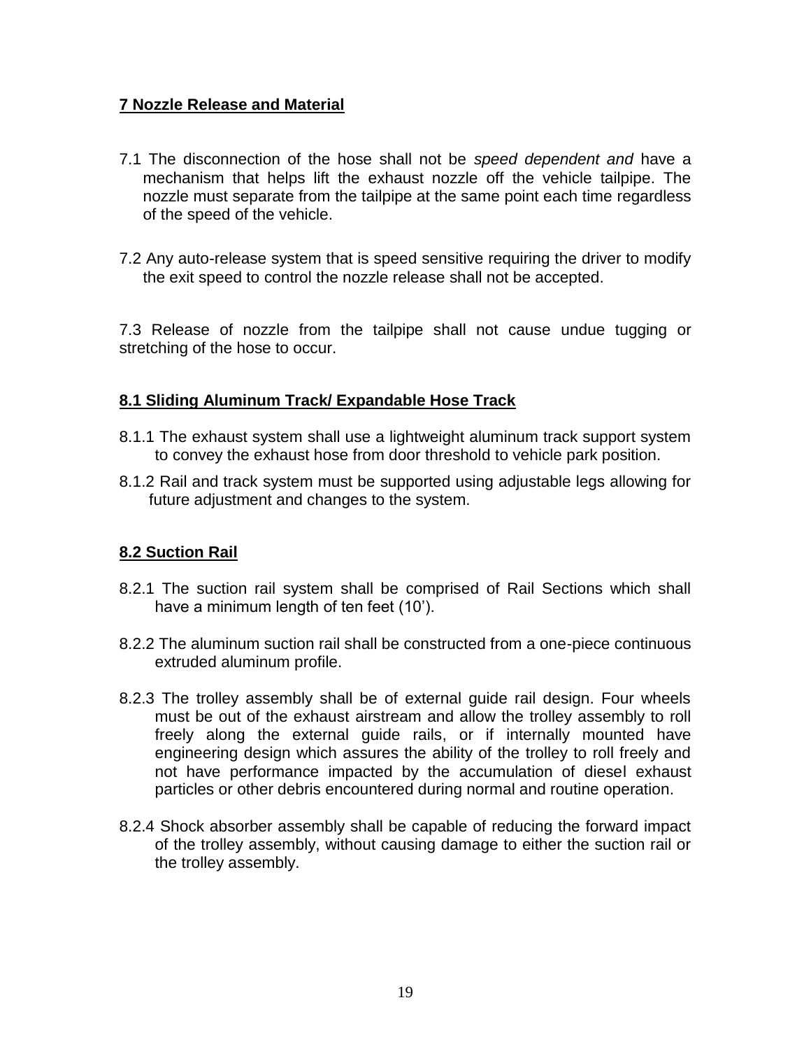## 7 Nozzle Release and Material

7.1 The disconnection of the hose shall not be *speed dependent and* have a mechanism that helps lift the exhaust nozzle off the vehicle tailpipe. The nozzle must separate from the tailpipe at the same point each time regardless of the speed of the vehicle.

7.2 Any auto-release system that is speed sensitive requiring the driver to modify the exit speed to control the nozzle release shall not be accepted.

7.3 Release of nozzle from the tailpipe shall not cause undue tugging or stretching of the hose to occur.

## 8.1 Sliding Aluminum Track/ Expandable Hose Track

8.1.1 The exhaust system shall use a lightweight aluminum track support system to convey the exhaust hose from door threshold to vehicle park position.

8.1.2 Rail and track system must be supported using adjustable legs allowing for future adjustment and changes to the system.

## 8.2 Suction Rail

8.2.1 The suction rail system shall be comprised of Rail Sections which shall have a minimum length of ten feet (10').

8.2.2 The aluminum suction rail shall be constructed from a one-piece continuous extruded aluminum profile.

8.2.3 The trolley assembly shall be of external guide rail design. Four wheels must be out of the exhaust airstream and allow the trolley assembly to roll freely along the external guide rails, or if internally mounted have engineering design which assures the ability of the trolley to roll freely and not have performance impacted by the accumulation of diesel exhaust particles or other debris encountered during normal and routine operation.

8.2.4 Shock absorber assembly shall be capable of reducing the forward impact of the trolley assembly, without causing damage to either the suction rail or the trolley assembly.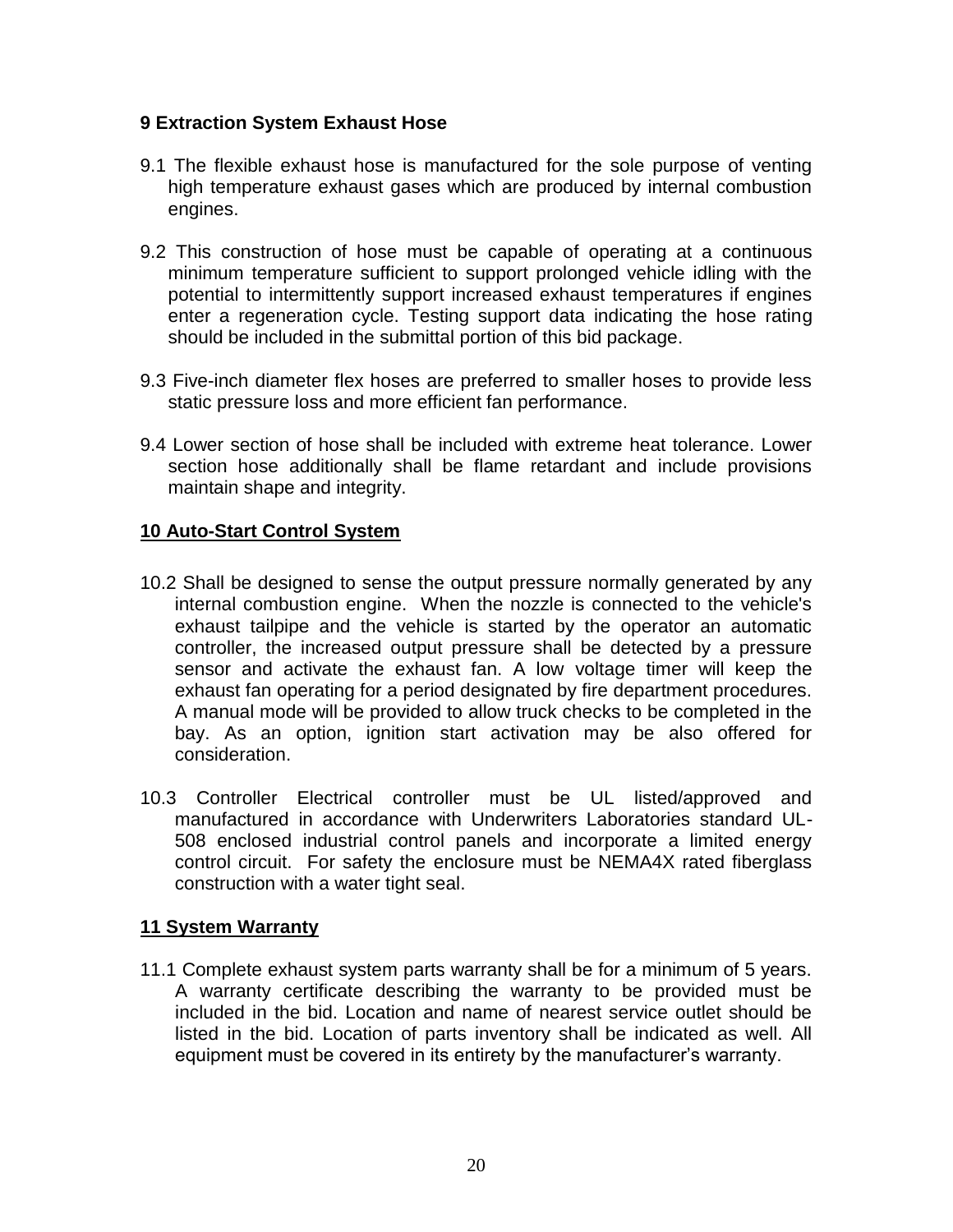## 9 Extraction System Exhaust Hose

9.1 The flexible exhaust hose is manufactured for the sole purpose of venting high temperature exhaust gases which are produced by internal combustion engines.

9.2 This construction of hose must be capable of operating at a continuous minimum temperature sufficient to support prolonged vehicle idling with the potential to intermittently support increased exhaust temperatures if engines enter a regeneration cycle. Testing support data indicating the hose rating should be included in the submittal portion of this bid package.

9.3 Five-inch diameter flex hoses are preferred to smaller hoses to provide less static pressure loss and more efficient fan performance.

9.4 Lower section of hose shall be included with extreme heat tolerance. Lower section hose additionally shall be flame retardant and include provisions maintain shape and integrity.

## 10 Auto-Start Control System

10.2 Shall be designed to sense the output pressure normally generated by any internal combustion engine. When the nozzle is connected to the vehicle's exhaust tailpipe and the vehicle is started by the operator an automatic controller, the increased output pressure shall be detected by a pressure sensor and activate the exhaust fan. A low voltage timer will keep the exhaust fan operating for a period designated by fire department procedures. A manual mode will be provided to allow truck checks to be completed in the bay. As an option, ignition start activation may be also offered for consideration.

10.3 Controller Electrical controller must be UL listed/approved and manufactured in accordance with Underwriters Laboratories standard UL-508 enclosed industrial control panels and incorporate a limited energy control circuit. For safety the enclosure must be NEMA4X rated fiberglass construction with a water tight seal.

## 11 System Warranty

11.1 Complete exhaust system parts warranty shall be for a minimum of 5 years. A warranty certificate describing the warranty to be provided must be included in the bid. Location and name of nearest service outlet should be listed in the bid. Location of parts inventory shall be indicated as well. All equipment must be covered in its entirety by the manufacturer's warranty.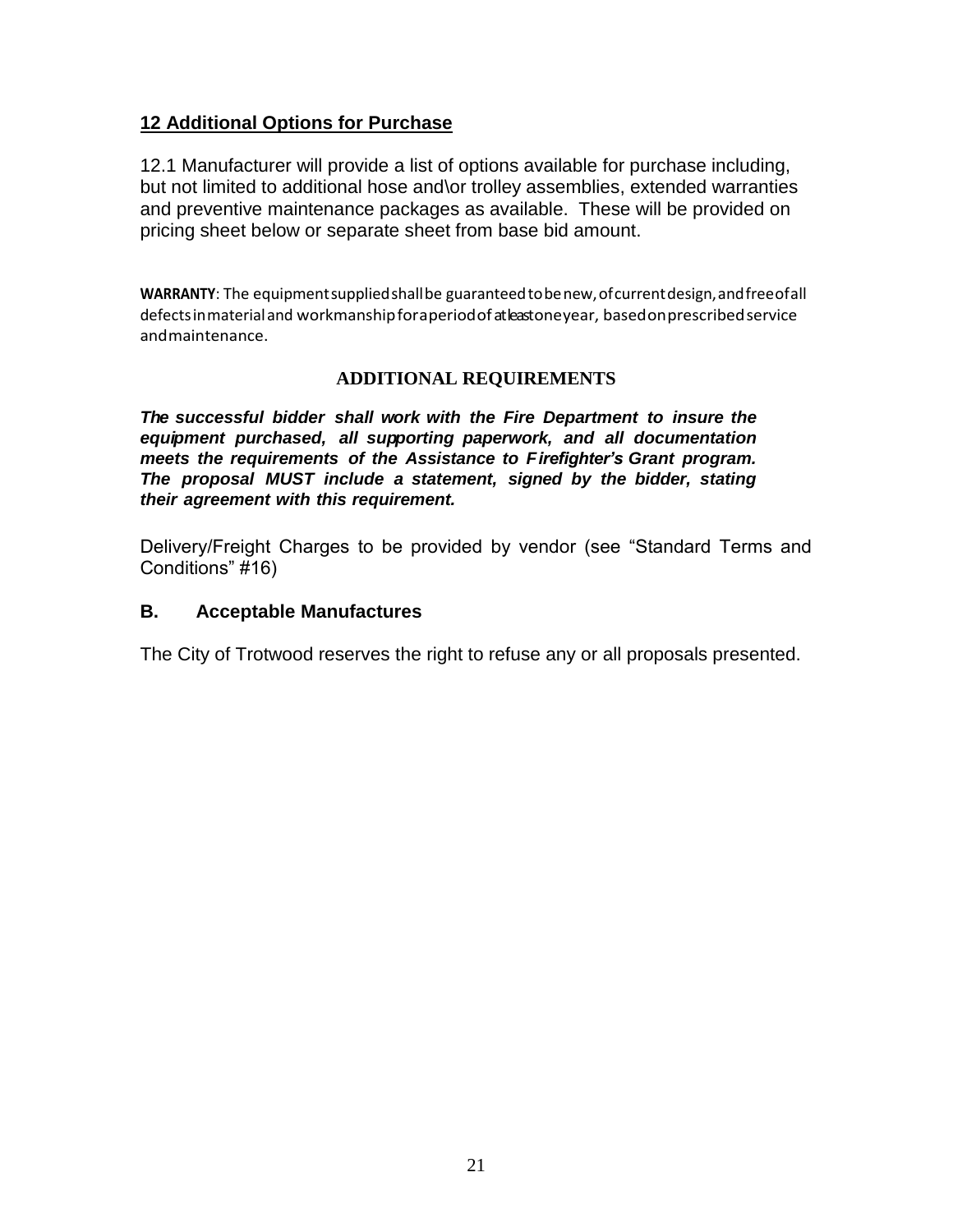## 12 Additional Options for Purchase

12.1 Manufacturer will provide a list of options available for purchase including, but not limited to additional hose and\or trolley assemblies, extended warranties and preventive maintenance packages as available. These will be provided on pricing sheet below or separate sheet from base bid amount.

**WARRANTY**: The equipment supplied shall be guaranteed to be new, of current design, and free of all defects in material and workmanship for a period of at least one year, based on prescribed service and maintenance.

### ADDITIONAL REQUIREMENTS

***The successful bidder shall work with the Fire Department to insure the equipment purchased, all supporting paperwork, and all documentation meets the requirements of the Assistance to Firefighter's Grant program. The proposal MUST include a statement, signed by the bidder, stating their agreement with this requirement.***

Delivery/Freight Charges to be provided by vendor (see "Standard Terms and Conditions" #16)

### B. Acceptable Manufactures

The City of Trotwood reserves the right to refuse any or all proposals presented.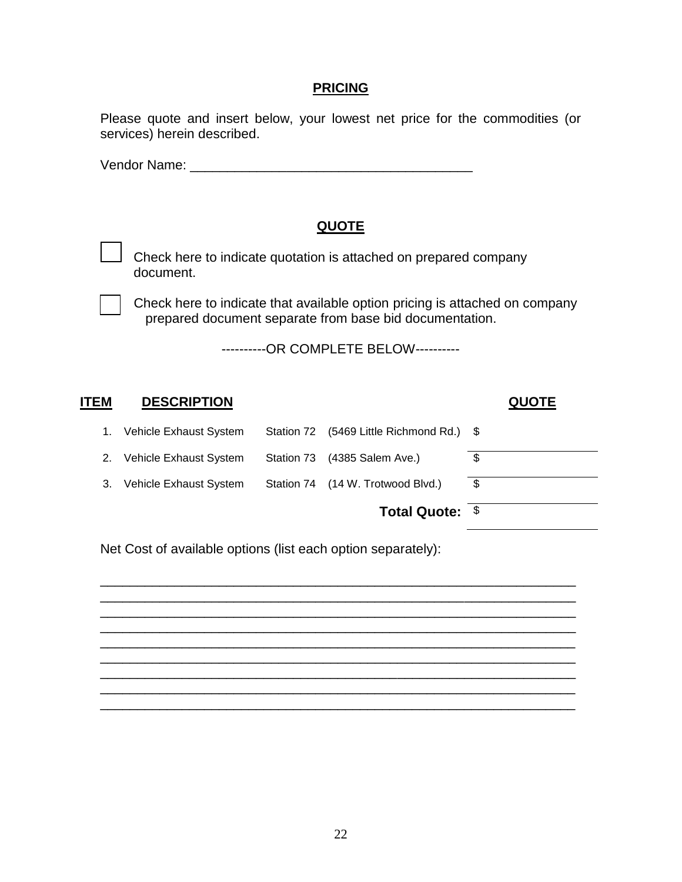## PRICING

Please quote and insert below, your lowest net price for the commodities (or services) herein described.

Vendor Name: ______________________________________

## QUOTE

☐ Check here to indicate quotation is attached on prepared company document.

☐ Check here to indicate that available option pricing is attached on company prepared document separate from base bid documentation.

----------OR COMPLETE BELOW----------

| ITEM | DESCRIPTION | | | QUOTE |
|---|---|---|---|---|
| 1. | Vehicle Exhaust System | Station 72 | (5469 Little Richmond Rd.) | $ |
| 2. | Vehicle Exhaust System | Station 73 | (4385 Salem Ave.) | $ |
| 3. | Vehicle Exhaust System | Station 74 | (14 W. Trotwood Blvd.) | $ |
| | | | **Total Quote:** | $ |

Net Cost of available options (list each option separately):

_________________________________________________________________
_________________________________________________________________
_________________________________________________________________
_________________________________________________________________
_________________________________________________________________
_________________________________________________________________
_________________________________________________________________
_________________________________________________________________
_________________________________________________________________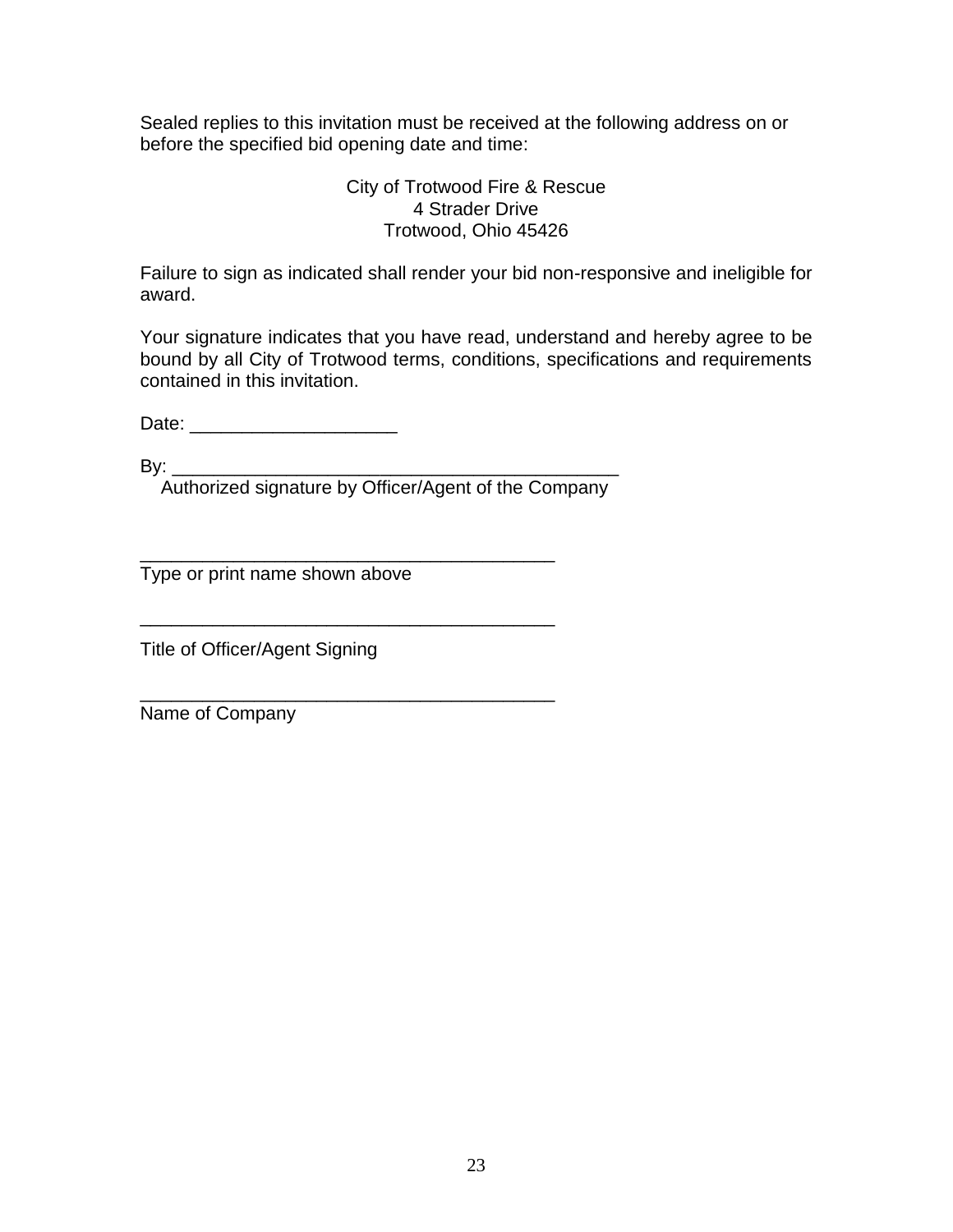Sealed replies to this invitation must be received at the following address on or before the specified bid opening date and time:

City of Trotwood Fire & Rescue
4 Strader Drive
Trotwood, Ohio 45426

Failure to sign as indicated shall render your bid non-responsive and ineligible for award.

Your signature indicates that you have read, understand and hereby agree to be bound by all City of Trotwood terms, conditions, specifications and requirements contained in this invitation.

Date: ____________________

By: ____________________________________________
Authorized signature by Officer/Agent of the Company

_________________________________________
Type or print name shown above

_________________________________________
Title of Officer/Agent Signing

_________________________________________
Name of Company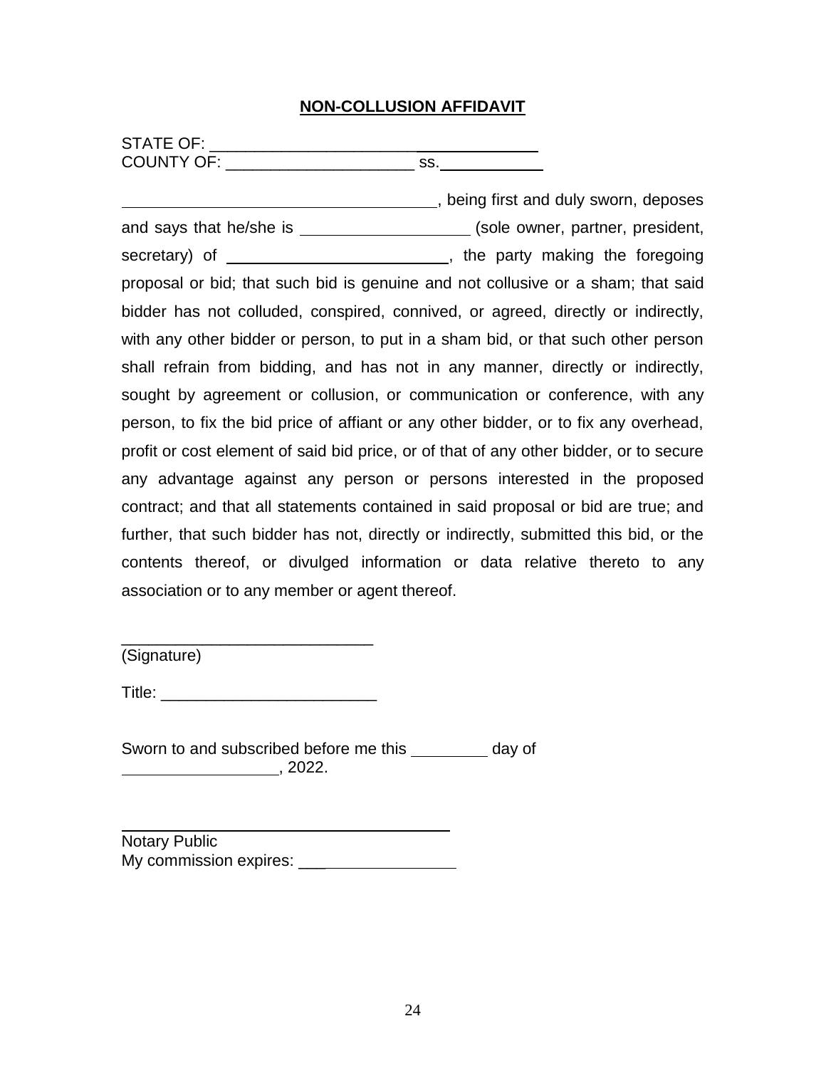**NON-COLLUSION AFFIDAVIT**

STATE OF: ____________________________________
COUNTY OF: ______________________ ss.____________

___________________________________, being first and duly sworn, deposes and says that he/she is ___________________ (sole owner, partner, president, secretary) of _________________________, the party making the foregoing proposal or bid; that such bid is genuine and not collusive or a sham; that said bidder has not colluded, conspired, connived, or agreed, directly or indirectly, with any other bidder or person, to put in a sham bid, or that such other person shall refrain from bidding, and has not in any manner, directly or indirectly, sought by agreement or collusion, or communication or conference, with any person, to fix the bid price of affiant or any other bidder, or to fix any overhead, profit or cost element of said bid price, or of that of any other bidder, or to secure any advantage against any person or persons interested in the proposed contract; and that all statements contained in said proposal or bid are true; and further, that such bidder has not, directly or indirectly, submitted this bid, or the contents thereof, or divulged information or data relative thereto to any association or to any member or agent thereof.

____________________________
(Signature)

Title: ________________________

Sworn to and subscribed before me this _________ day of _________________, 2022.

______________________________________
Notary Public
My commission expires: __________________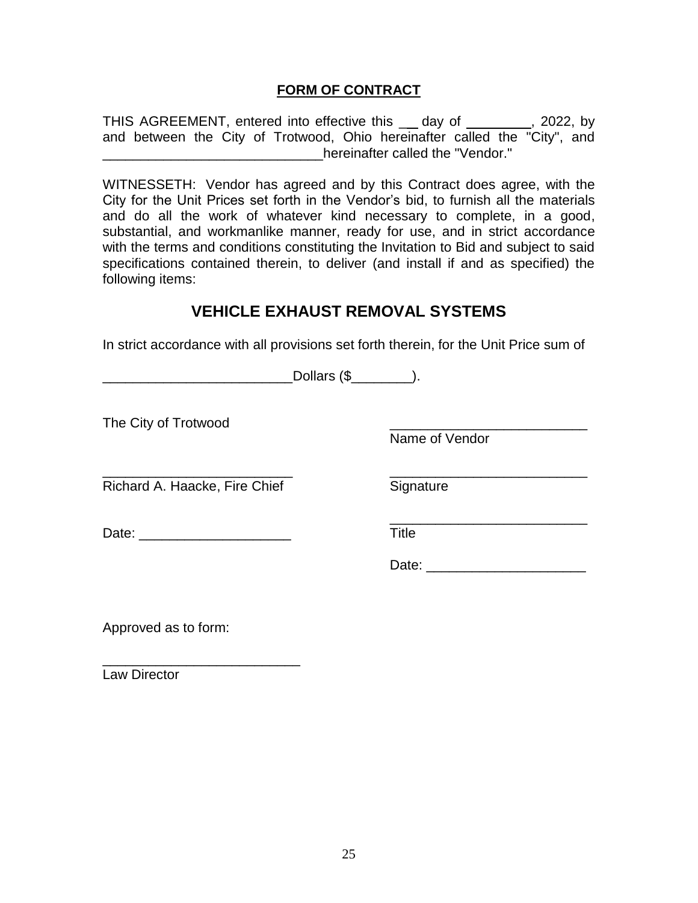**FORM OF CONTRACT**

THIS AGREEMENT, entered into effective this __ day of ________, 2022, by and between the City of Trotwood, Ohio hereinafter called the "City", and _____________________________hereinafter called the "Vendor."

WITNESSETH: Vendor has agreed and by this Contract does agree, with the City for the Unit Prices set forth in the Vendor's bid, to furnish all the materials and do all the work of whatever kind necessary to complete, in a good, substantial, and workmanlike manner, ready for use, and in strict accordance with the terms and conditions constituting the Invitation to Bid and subject to said specifications contained therein, to deliver (and install if and as specified) the following items:

## VEHICLE EXHAUST REMOVAL SYSTEMS

In strict accordance with all provisions set forth therein, for the Unit Price sum of

_________________________Dollars ($________).

The City of Trotwood

__________________________
Name of Vendor

_________________________
Richard A. Haacke, Fire Chief

__________________________
Signature

Date: ____________________

__________________________
Title

Date: _____________________

Approved as to form:

__________________________
Law Director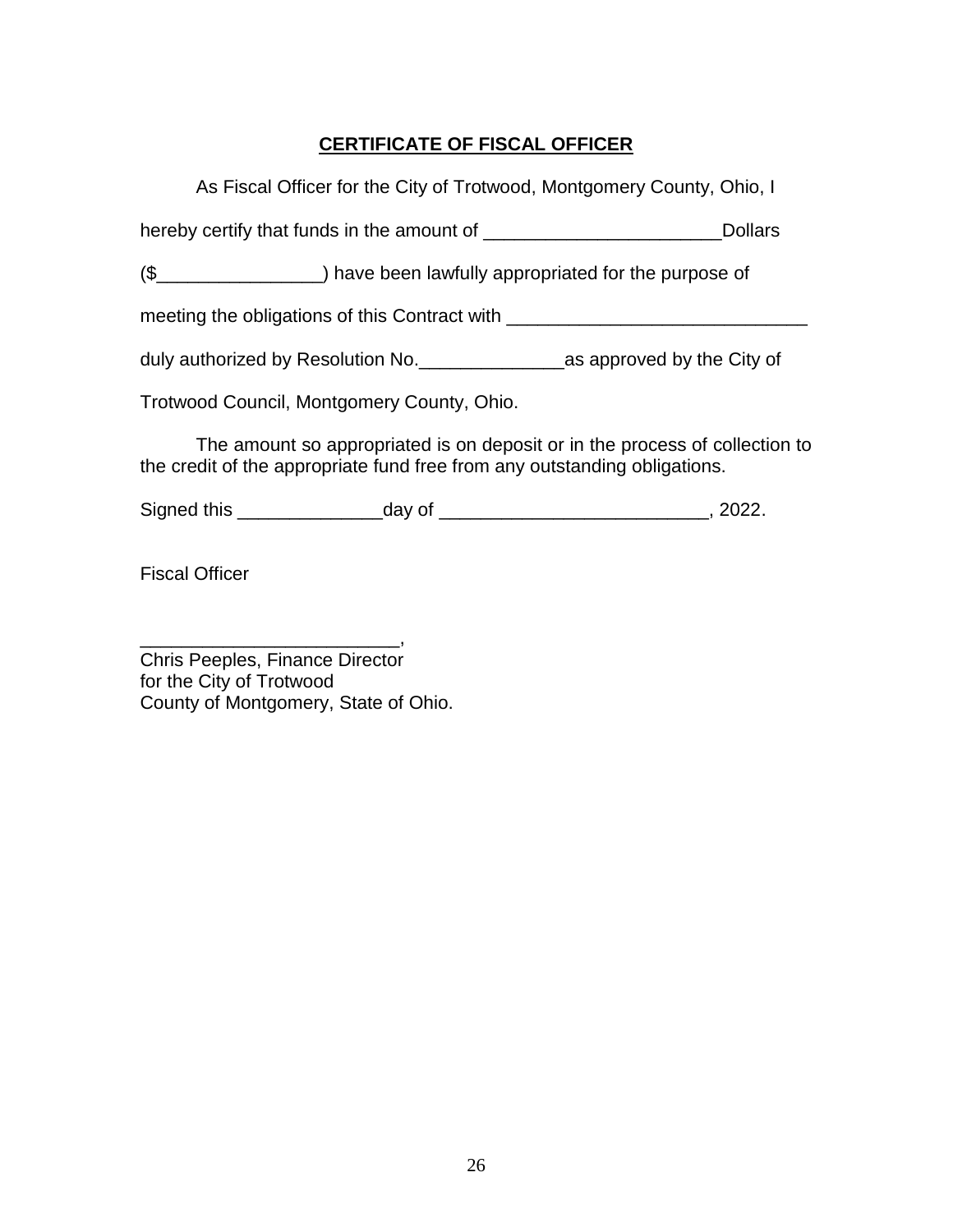## **CERTIFICATE OF FISCAL OFFICER**

As Fiscal Officer for the City of Trotwood, Montgomery County, Ohio, I hereby certify that funds in the amount of _______________________Dollars ($________________) have been lawfully appropriated for the purpose of meeting the obligations of this Contract with _____________________________ duly authorized by Resolution No.______________as approved by the City of Trotwood Council, Montgomery County, Ohio.

The amount so appropriated is on deposit or in the process of collection to the credit of the appropriate fund free from any outstanding obligations.

Signed this ______________day of __________________________, 2022.

Fiscal Officer

_________________________,
Chris Peeples, Finance Director
for the City of Trotwood
County of Montgomery, State of Ohio.